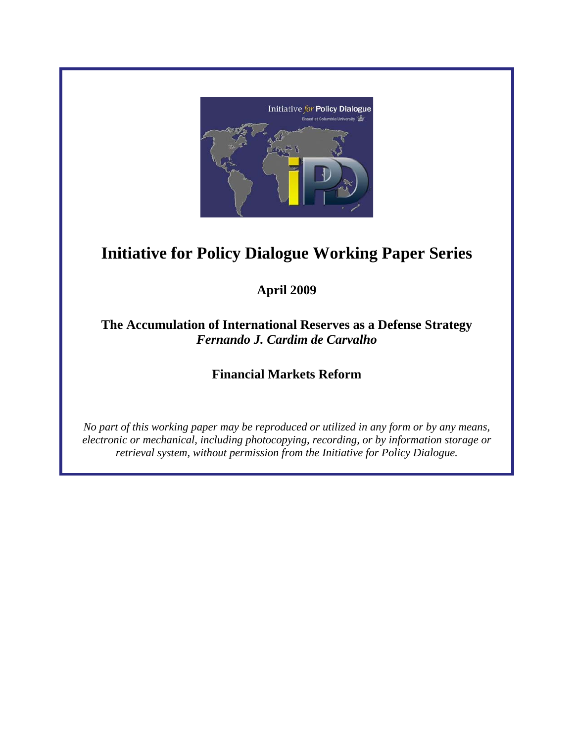# Initiative for Policy Dialogue Working Paper Series

**April 2009**

**The Accumulation of International Reserves as a Defense Strategy**
***Fernando J. Cardim de Carvalho***

**Financial Markets Reform**

*No part of this working paper may be reproduced or utilized in any form or by any means, electronic or mechanical, including photocopying, recording, or by information storage or retrieval system, without permission from the Initiative for Policy Dialogue.*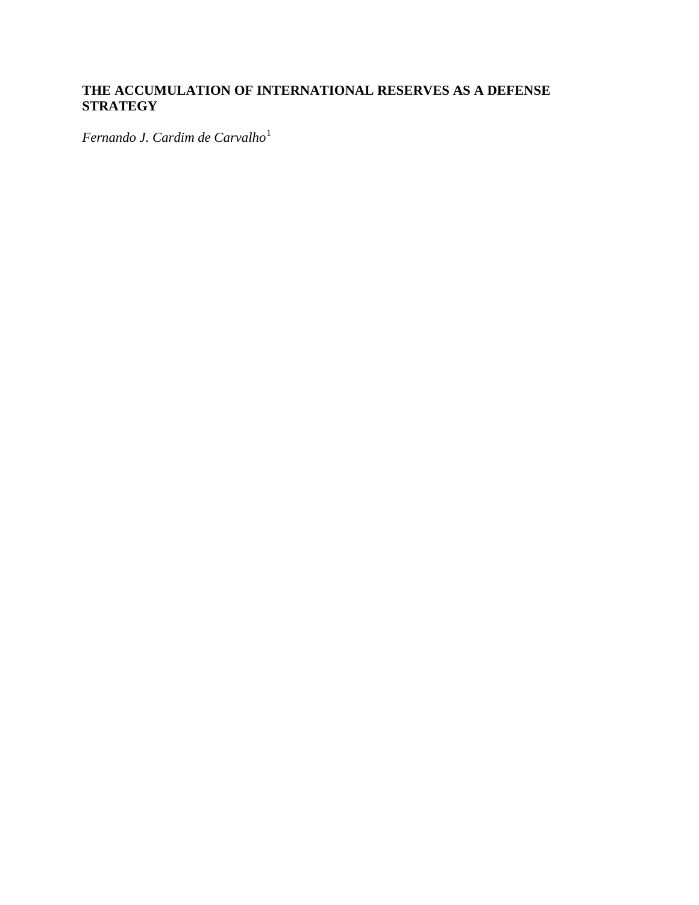**THE ACCUMULATION OF INTERNATIONAL RESERVES AS A DEFENSE STRATEGY**

*Fernando J. Cardim de Carvalho*[1]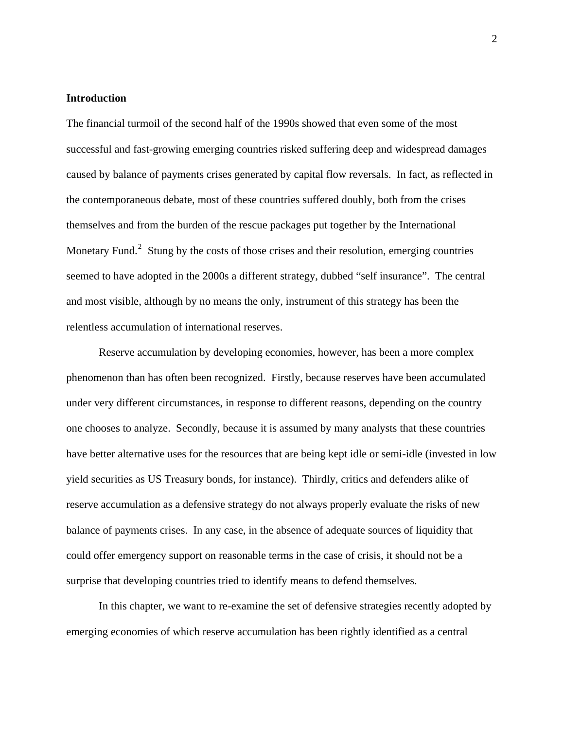## Introduction

The financial turmoil of the second half of the 1990s showed that even some of the most successful and fast-growing emerging countries risked suffering deep and widespread damages caused by balance of payments crises generated by capital flow reversals. In fact, as reflected in the contemporaneous debate, most of these countries suffered doubly, both from the crises themselves and from the burden of the rescue packages put together by the International Monetary Fund.[2] Stung by the costs of those crises and their resolution, emerging countries seemed to have adopted in the 2000s a different strategy, dubbed "self insurance". The central and most visible, although by no means the only, instrument of this strategy has been the relentless accumulation of international reserves.

Reserve accumulation by developing economies, however, has been a more complex phenomenon than has often been recognized. Firstly, because reserves have been accumulated under very different circumstances, in response to different reasons, depending on the country one chooses to analyze. Secondly, because it is assumed by many analysts that these countries have better alternative uses for the resources that are being kept idle or semi-idle (invested in low yield securities as US Treasury bonds, for instance). Thirdly, critics and defenders alike of reserve accumulation as a defensive strategy do not always properly evaluate the risks of new balance of payments crises. In any case, in the absence of adequate sources of liquidity that could offer emergency support on reasonable terms in the case of crisis, it should not be a surprise that developing countries tried to identify means to defend themselves.

In this chapter, we want to re-examine the set of defensive strategies recently adopted by emerging economies of which reserve accumulation has been rightly identified as a central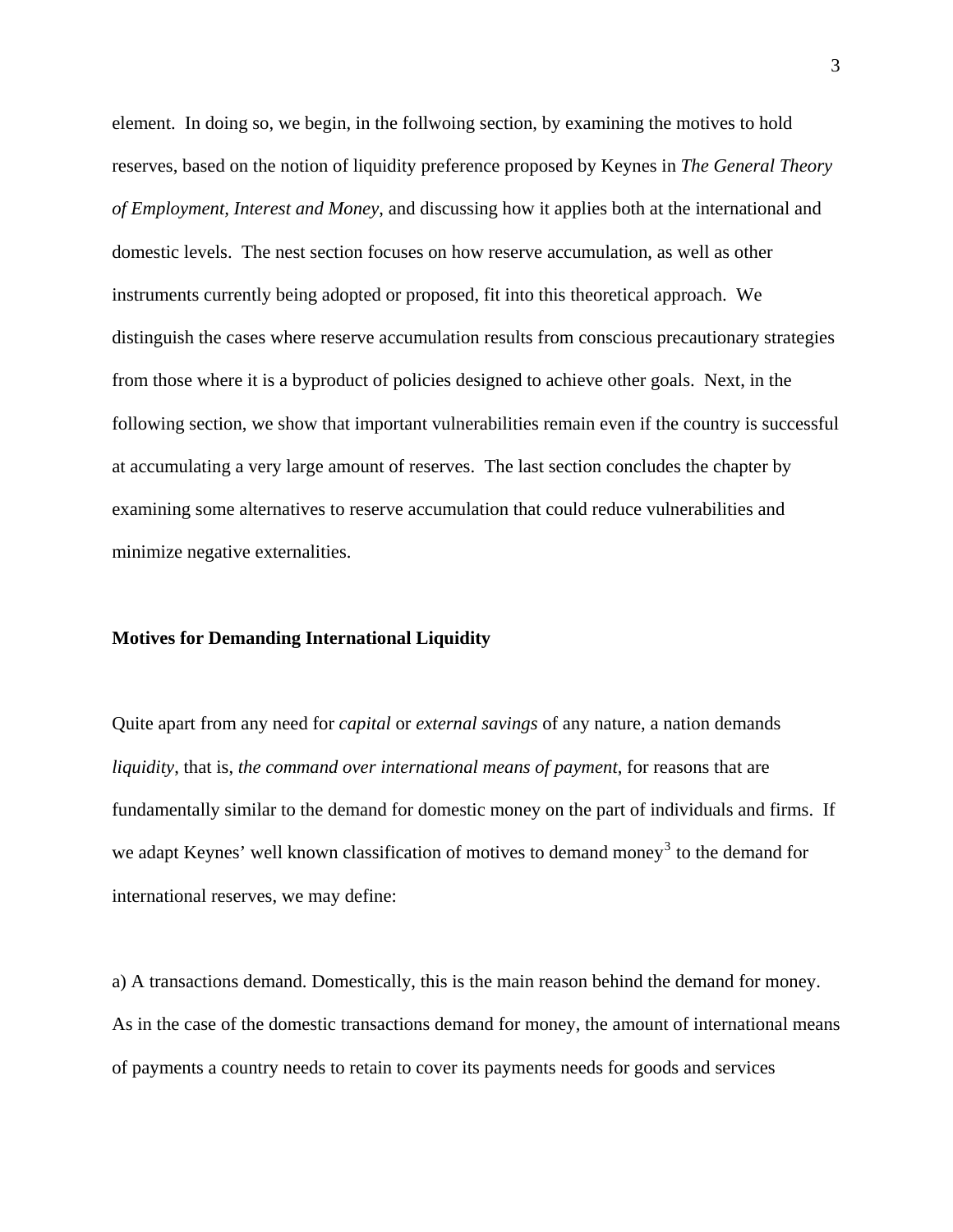element. In doing so, we begin, in the follwoing section, by examining the motives to hold reserves, based on the notion of liquidity preference proposed by Keynes in *The General Theory of Employment, Interest and Money*, and discussing how it applies both at the international and domestic levels. The nest section focuses on how reserve accumulation, as well as other instruments currently being adopted or proposed, fit into this theoretical approach. We distinguish the cases where reserve accumulation results from conscious precautionary strategies from those where it is a byproduct of policies designed to achieve other goals. Next, in the following section, we show that important vulnerabilities remain even if the country is successful at accumulating a very large amount of reserves. The last section concludes the chapter by examining some alternatives to reserve accumulation that could reduce vulnerabilities and minimize negative externalities.

**Motives for Demanding International Liquidity**

Quite apart from any need for *capital* or *external savings* of any nature, a nation demands *liquidity*, that is, *the command over international means of payment*, for reasons that are fundamentally similar to the demand for domestic money on the part of individuals and firms. If we adapt Keynes' well known classification of motives to demand money[3] to the demand for international reserves, we may define:

a) A transactions demand. Domestically, this is the main reason behind the demand for money. As in the case of the domestic transactions demand for money, the amount of international means of payments a country needs to retain to cover its payments needs for goods and services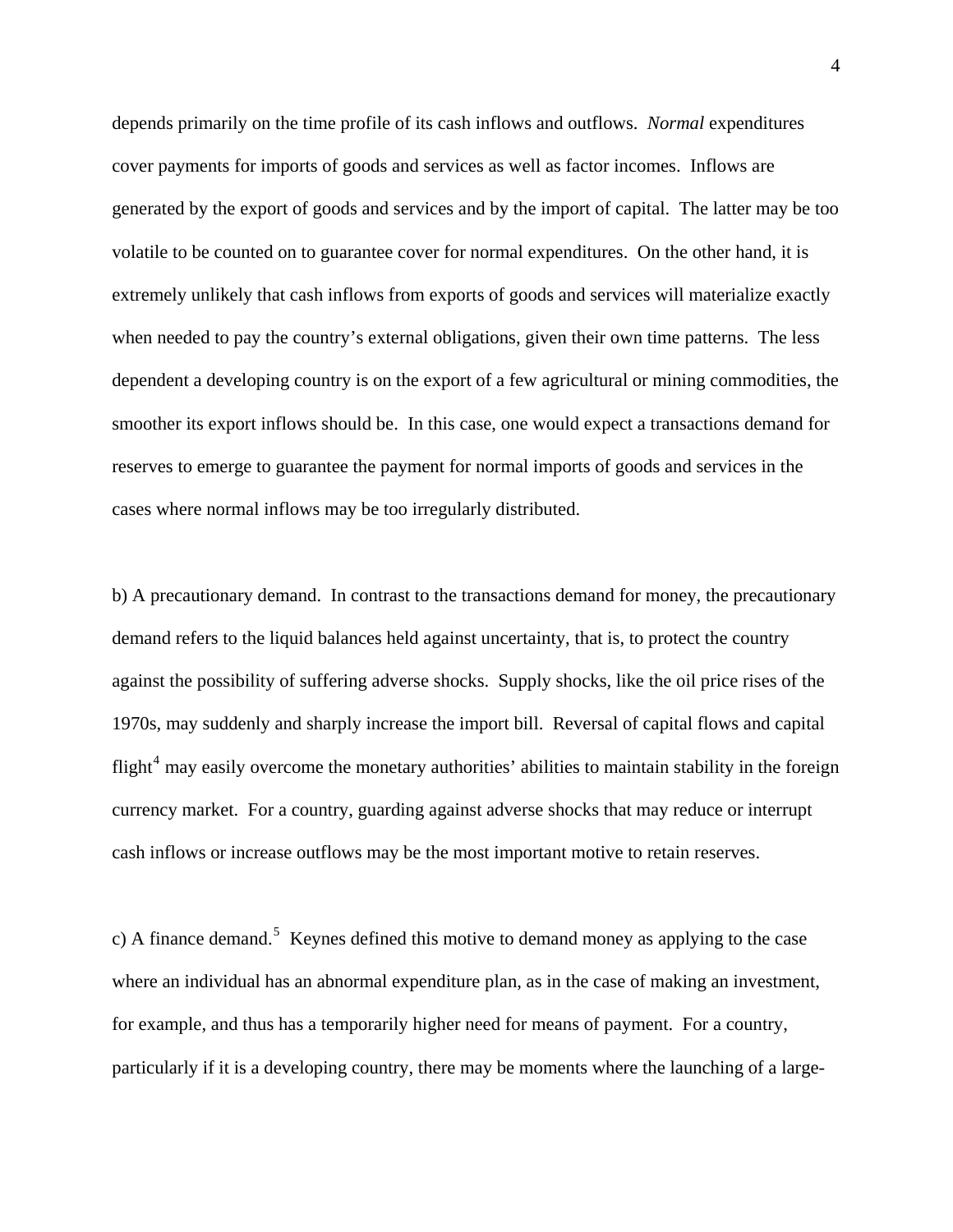depends primarily on the time profile of its cash inflows and outflows. *Normal* expenditures cover payments for imports of goods and services as well as factor incomes. Inflows are generated by the export of goods and services and by the import of capital. The latter may be too volatile to be counted on to guarantee cover for normal expenditures. On the other hand, it is extremely unlikely that cash inflows from exports of goods and services will materialize exactly when needed to pay the country's external obligations, given their own time patterns. The less dependent a developing country is on the export of a few agricultural or mining commodities, the smoother its export inflows should be. In this case, one would expect a transactions demand for reserves to emerge to guarantee the payment for normal imports of goods and services in the cases where normal inflows may be too irregularly distributed.

b) A precautionary demand. In contrast to the transactions demand for money, the precautionary demand refers to the liquid balances held against uncertainty, that is, to protect the country against the possibility of suffering adverse shocks. Supply shocks, like the oil price rises of the 1970s, may suddenly and sharply increase the import bill. Reversal of capital flows and capital flight[4] may easily overcome the monetary authorities' abilities to maintain stability in the foreign currency market. For a country, guarding against adverse shocks that may reduce or interrupt cash inflows or increase outflows may be the most important motive to retain reserves.

c) A finance demand.[5] Keynes defined this motive to demand money as applying to the case where an individual has an abnormal expenditure plan, as in the case of making an investment, for example, and thus has a temporarily higher need for means of payment. For a country, particularly if it is a developing country, there may be moments where the launching of a large-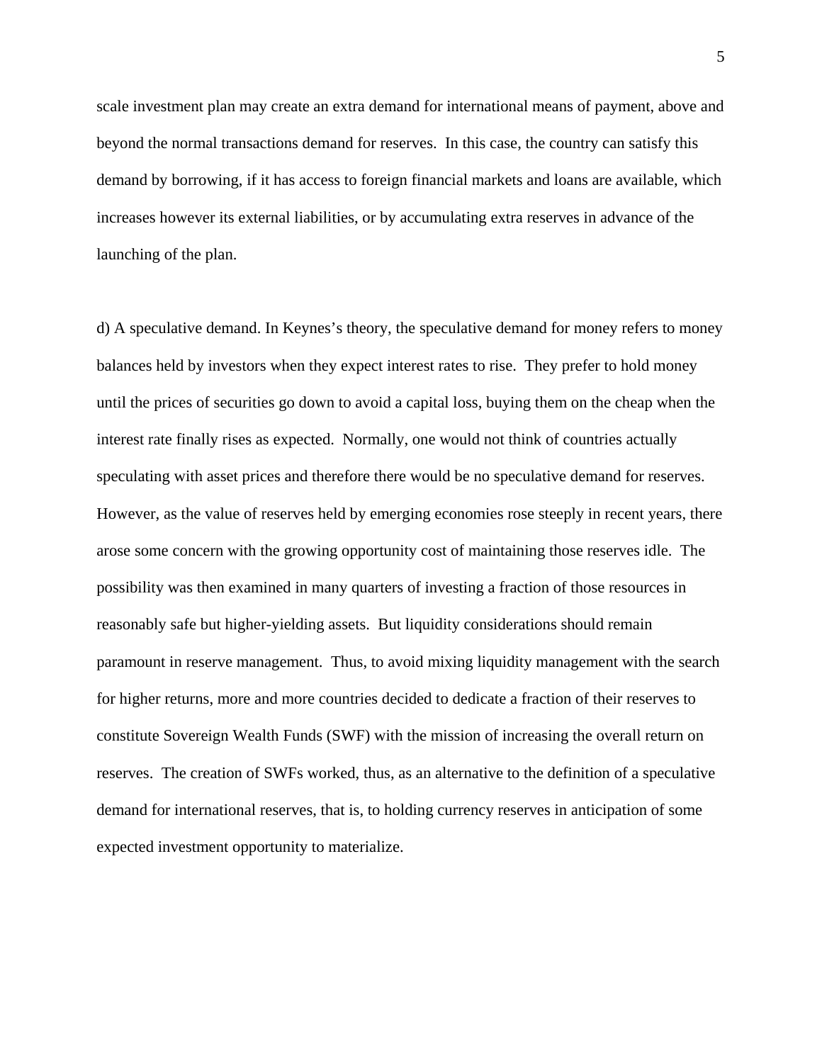scale investment plan may create an extra demand for international means of payment, above and beyond the normal transactions demand for reserves. In this case, the country can satisfy this demand by borrowing, if it has access to foreign financial markets and loans are available, which increases however its external liabilities, or by accumulating extra reserves in advance of the launching of the plan.

d) A speculative demand. In Keynes's theory, the speculative demand for money refers to money balances held by investors when they expect interest rates to rise. They prefer to hold money until the prices of securities go down to avoid a capital loss, buying them on the cheap when the interest rate finally rises as expected. Normally, one would not think of countries actually speculating with asset prices and therefore there would be no speculative demand for reserves. However, as the value of reserves held by emerging economies rose steeply in recent years, there arose some concern with the growing opportunity cost of maintaining those reserves idle. The possibility was then examined in many quarters of investing a fraction of those resources in reasonably safe but higher-yielding assets. But liquidity considerations should remain paramount in reserve management. Thus, to avoid mixing liquidity management with the search for higher returns, more and more countries decided to dedicate a fraction of their reserves to constitute Sovereign Wealth Funds (SWF) with the mission of increasing the overall return on reserves. The creation of SWFs worked, thus, as an alternative to the definition of a speculative demand for international reserves, that is, to holding currency reserves in anticipation of some expected investment opportunity to materialize.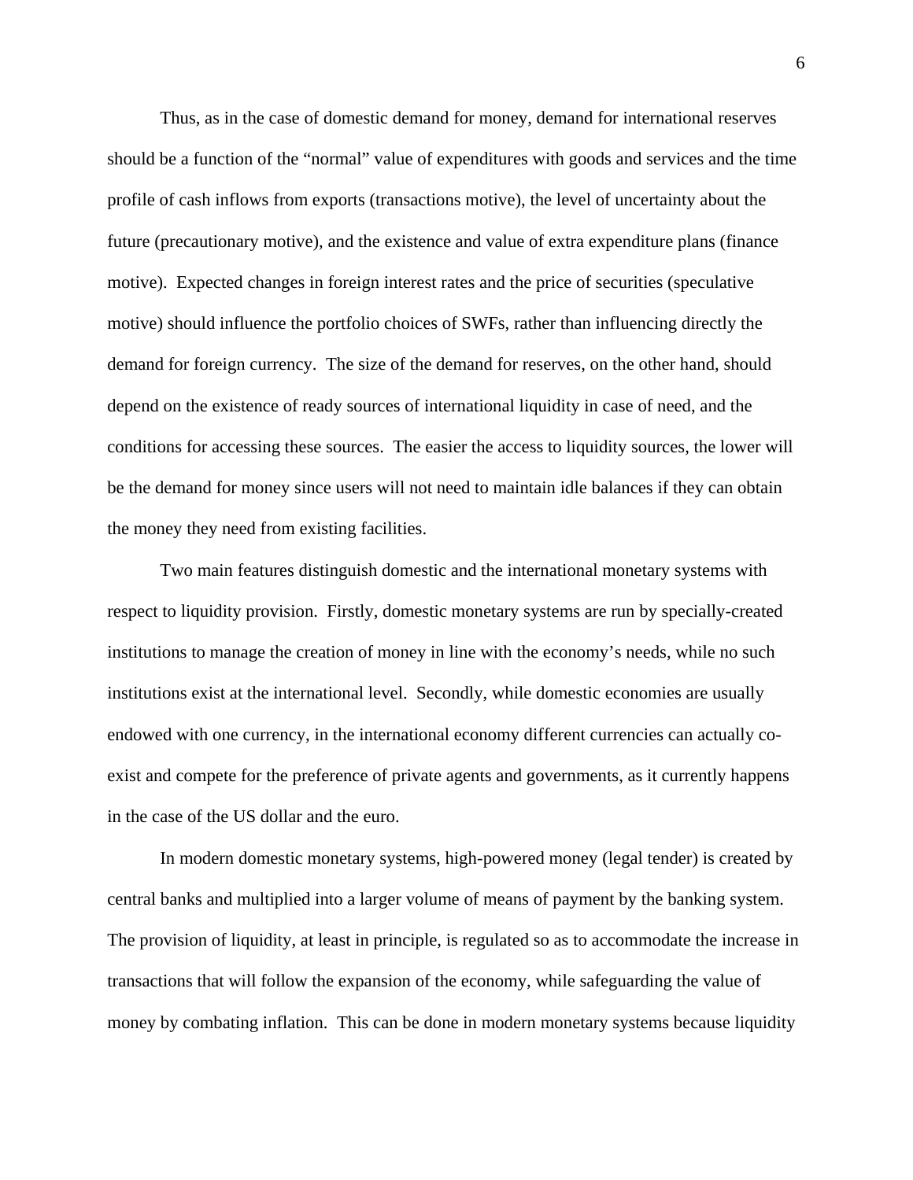Thus, as in the case of domestic demand for money, demand for international reserves should be a function of the "normal" value of expenditures with goods and services and the time profile of cash inflows from exports (transactions motive), the level of uncertainty about the future (precautionary motive), and the existence and value of extra expenditure plans (finance motive). Expected changes in foreign interest rates and the price of securities (speculative motive) should influence the portfolio choices of SWFs, rather than influencing directly the demand for foreign currency. The size of the demand for reserves, on the other hand, should depend on the existence of ready sources of international liquidity in case of need, and the conditions for accessing these sources. The easier the access to liquidity sources, the lower will be the demand for money since users will not need to maintain idle balances if they can obtain the money they need from existing facilities.

Two main features distinguish domestic and the international monetary systems with respect to liquidity provision. Firstly, domestic monetary systems are run by specially-created institutions to manage the creation of money in line with the economy's needs, while no such institutions exist at the international level. Secondly, while domestic economies are usually endowed with one currency, in the international economy different currencies can actually co-exist and compete for the preference of private agents and governments, as it currently happens in the case of the US dollar and the euro.

In modern domestic monetary systems, high-powered money (legal tender) is created by central banks and multiplied into a larger volume of means of payment by the banking system. The provision of liquidity, at least in principle, is regulated so as to accommodate the increase in transactions that will follow the expansion of the economy, while safeguarding the value of money by combating inflation. This can be done in modern monetary systems because liquidity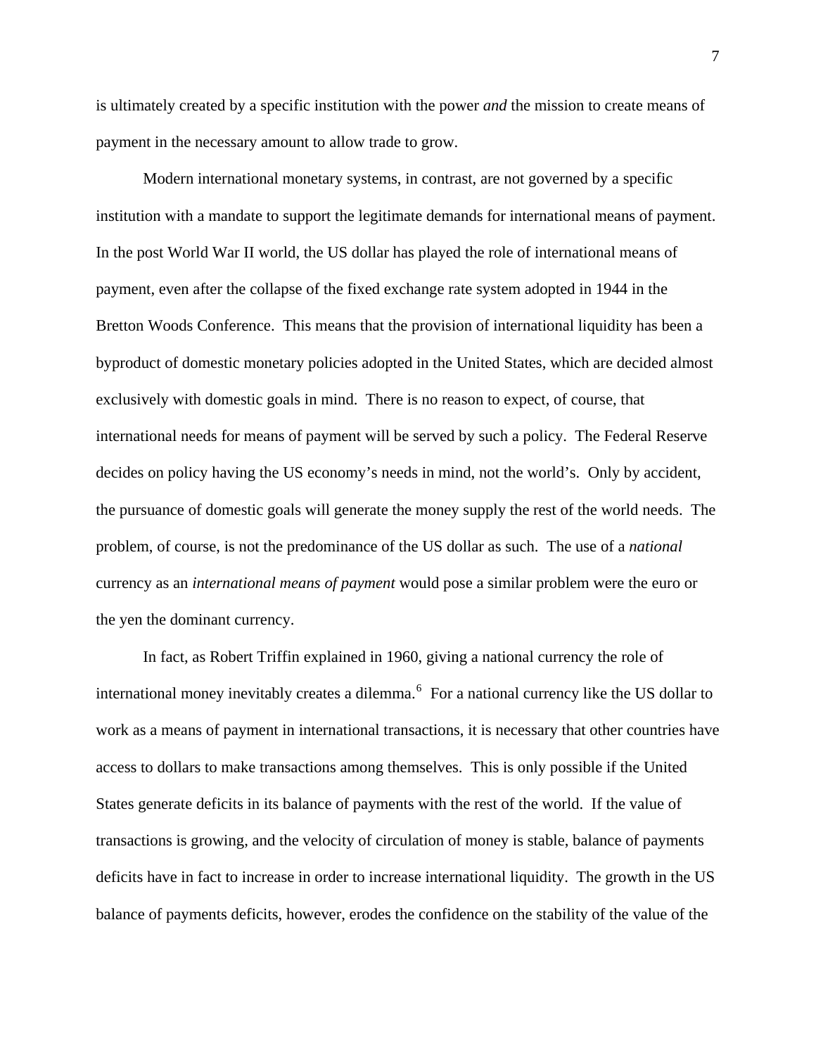is ultimately created by a specific institution with the power *and* the mission to create means of payment in the necessary amount to allow trade to grow.

Modern international monetary systems, in contrast, are not governed by a specific institution with a mandate to support the legitimate demands for international means of payment. In the post World War II world, the US dollar has played the role of international means of payment, even after the collapse of the fixed exchange rate system adopted in 1944 in the Bretton Woods Conference. This means that the provision of international liquidity has been a byproduct of domestic monetary policies adopted in the United States, which are decided almost exclusively with domestic goals in mind. There is no reason to expect, of course, that international needs for means of payment will be served by such a policy. The Federal Reserve decides on policy having the US economy's needs in mind, not the world's. Only by accident, the pursuance of domestic goals will generate the money supply the rest of the world needs. The problem, of course, is not the predominance of the US dollar as such. The use of a *national* currency as an *international means of payment* would pose a similar problem were the euro or the yen the dominant currency.

In fact, as Robert Triffin explained in 1960, giving a national currency the role of international money inevitably creates a dilemma.[6] For a national currency like the US dollar to work as a means of payment in international transactions, it is necessary that other countries have access to dollars to make transactions among themselves. This is only possible if the United States generate deficits in its balance of payments with the rest of the world. If the value of transactions is growing, and the velocity of circulation of money is stable, balance of payments deficits have in fact to increase in order to increase international liquidity. The growth in the US balance of payments deficits, however, erodes the confidence on the stability of the value of the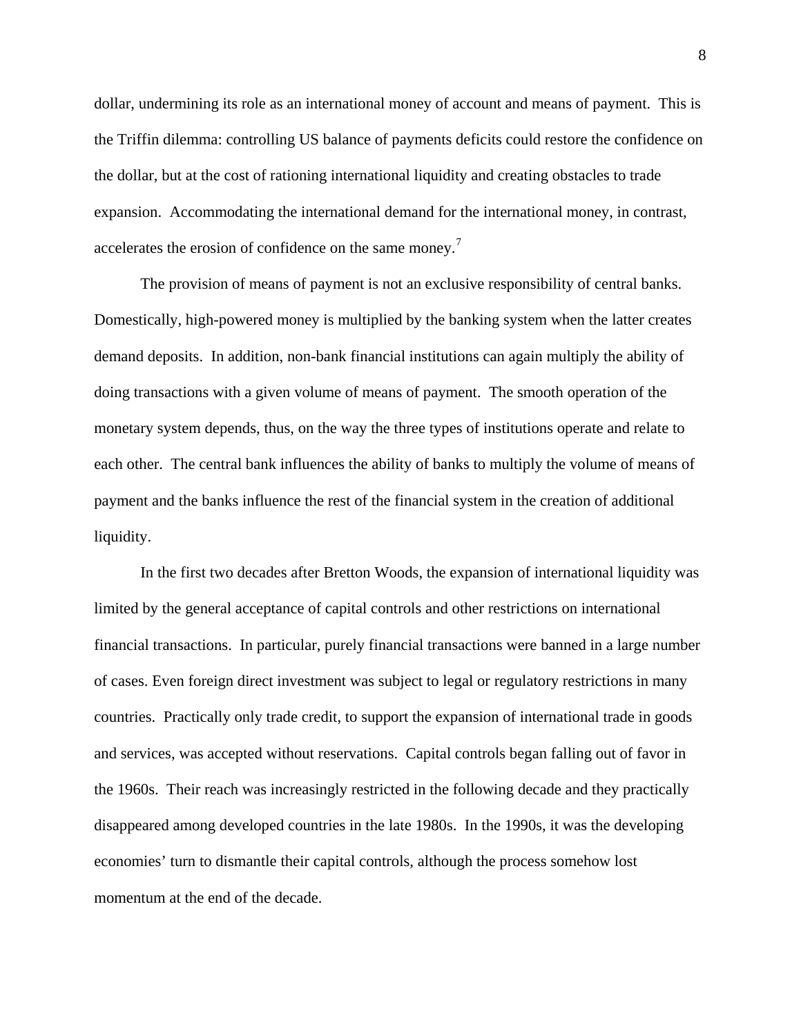dollar, undermining its role as an international money of account and means of payment. This is the Triffin dilemma: controlling US balance of payments deficits could restore the confidence on the dollar, but at the cost of rationing international liquidity and creating obstacles to trade expansion. Accommodating the international demand for the international money, in contrast, accelerates the erosion of confidence on the same money.[7]

The provision of means of payment is not an exclusive responsibility of central banks. Domestically, high-powered money is multiplied by the banking system when the latter creates demand deposits. In addition, non-bank financial institutions can again multiply the ability of doing transactions with a given volume of means of payment. The smooth operation of the monetary system depends, thus, on the way the three types of institutions operate and relate to each other. The central bank influences the ability of banks to multiply the volume of means of payment and the banks influence the rest of the financial system in the creation of additional liquidity.

In the first two decades after Bretton Woods, the expansion of international liquidity was limited by the general acceptance of capital controls and other restrictions on international financial transactions. In particular, purely financial transactions were banned in a large number of cases. Even foreign direct investment was subject to legal or regulatory restrictions in many countries. Practically only trade credit, to support the expansion of international trade in goods and services, was accepted without reservations. Capital controls began falling out of favor in the 1960s. Their reach was increasingly restricted in the following decade and they practically disappeared among developed countries in the late 1980s. In the 1990s, it was the developing economies' turn to dismantle their capital controls, although the process somehow lost momentum at the end of the decade.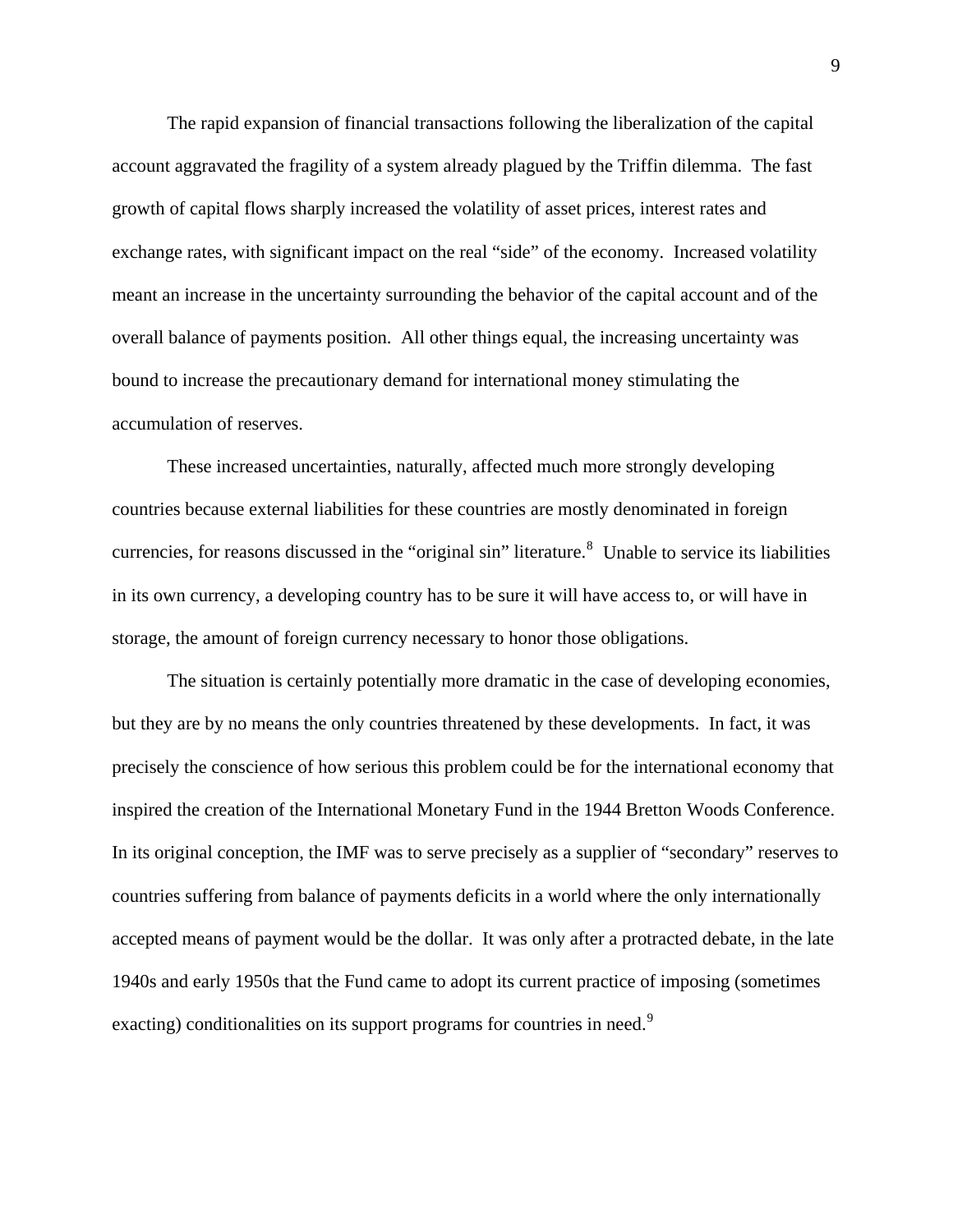The rapid expansion of financial transactions following the liberalization of the capital account aggravated the fragility of a system already plagued by the Triffin dilemma. The fast growth of capital flows sharply increased the volatility of asset prices, interest rates and exchange rates, with significant impact on the real "side" of the economy. Increased volatility meant an increase in the uncertainty surrounding the behavior of the capital account and of the overall balance of payments position. All other things equal, the increasing uncertainty was bound to increase the precautionary demand for international money stimulating the accumulation of reserves.

These increased uncertainties, naturally, affected much more strongly developing countries because external liabilities for these countries are mostly denominated in foreign currencies, for reasons discussed in the "original sin" literature.[8] Unable to service its liabilities in its own currency, a developing country has to be sure it will have access to, or will have in storage, the amount of foreign currency necessary to honor those obligations.

The situation is certainly potentially more dramatic in the case of developing economies, but they are by no means the only countries threatened by these developments. In fact, it was precisely the conscience of how serious this problem could be for the international economy that inspired the creation of the International Monetary Fund in the 1944 Bretton Woods Conference. In its original conception, the IMF was to serve precisely as a supplier of "secondary" reserves to countries suffering from balance of payments deficits in a world where the only internationally accepted means of payment would be the dollar. It was only after a protracted debate, in the late 1940s and early 1950s that the Fund came to adopt its current practice of imposing (sometimes exacting) conditionalities on its support programs for countries in need.[9]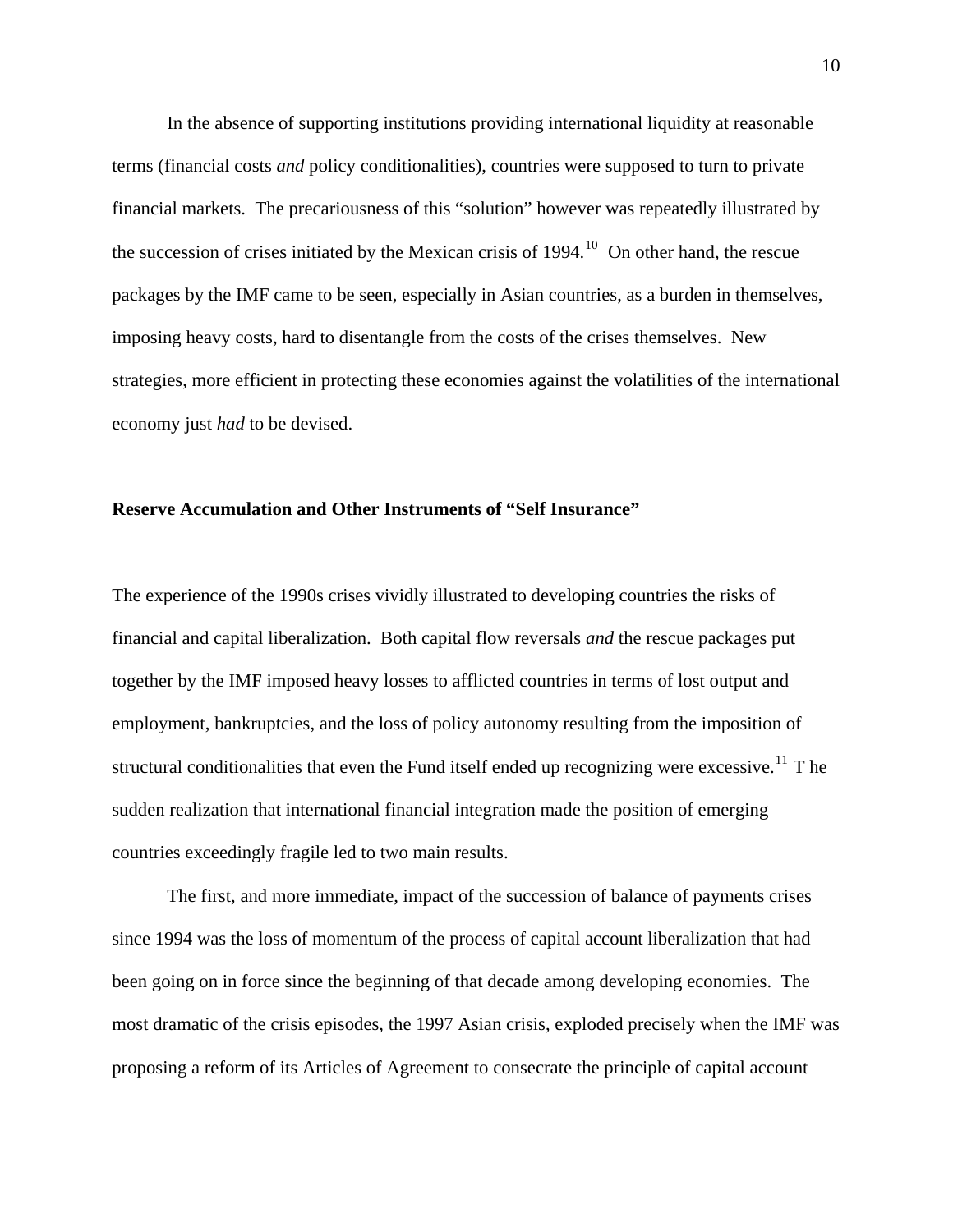In the absence of supporting institutions providing international liquidity at reasonable terms (financial costs *and* policy conditionalities), countries were supposed to turn to private financial markets. The precariousness of this "solution" however was repeatedly illustrated by the succession of crises initiated by the Mexican crisis of 1994.[10] On other hand, the rescue packages by the IMF came to be seen, especially in Asian countries, as a burden in themselves, imposing heavy costs, hard to disentangle from the costs of the crises themselves. New strategies, more efficient in protecting these economies against the volatilities of the international economy just *had* to be devised.

**Reserve Accumulation and Other Instruments of "Self Insurance"**

The experience of the 1990s crises vividly illustrated to developing countries the risks of financial and capital liberalization. Both capital flow reversals *and* the rescue packages put together by the IMF imposed heavy losses to afflicted countries in terms of lost output and employment, bankruptcies, and the loss of policy autonomy resulting from the imposition of structural conditionalities that even the Fund itself ended up recognizing were excessive.[11] T he sudden realization that international financial integration made the position of emerging countries exceedingly fragile led to two main results.

The first, and more immediate, impact of the succession of balance of payments crises since 1994 was the loss of momentum of the process of capital account liberalization that had been going on in force since the beginning of that decade among developing economies. The most dramatic of the crisis episodes, the 1997 Asian crisis, exploded precisely when the IMF was proposing a reform of its Articles of Agreement to consecrate the principle of capital account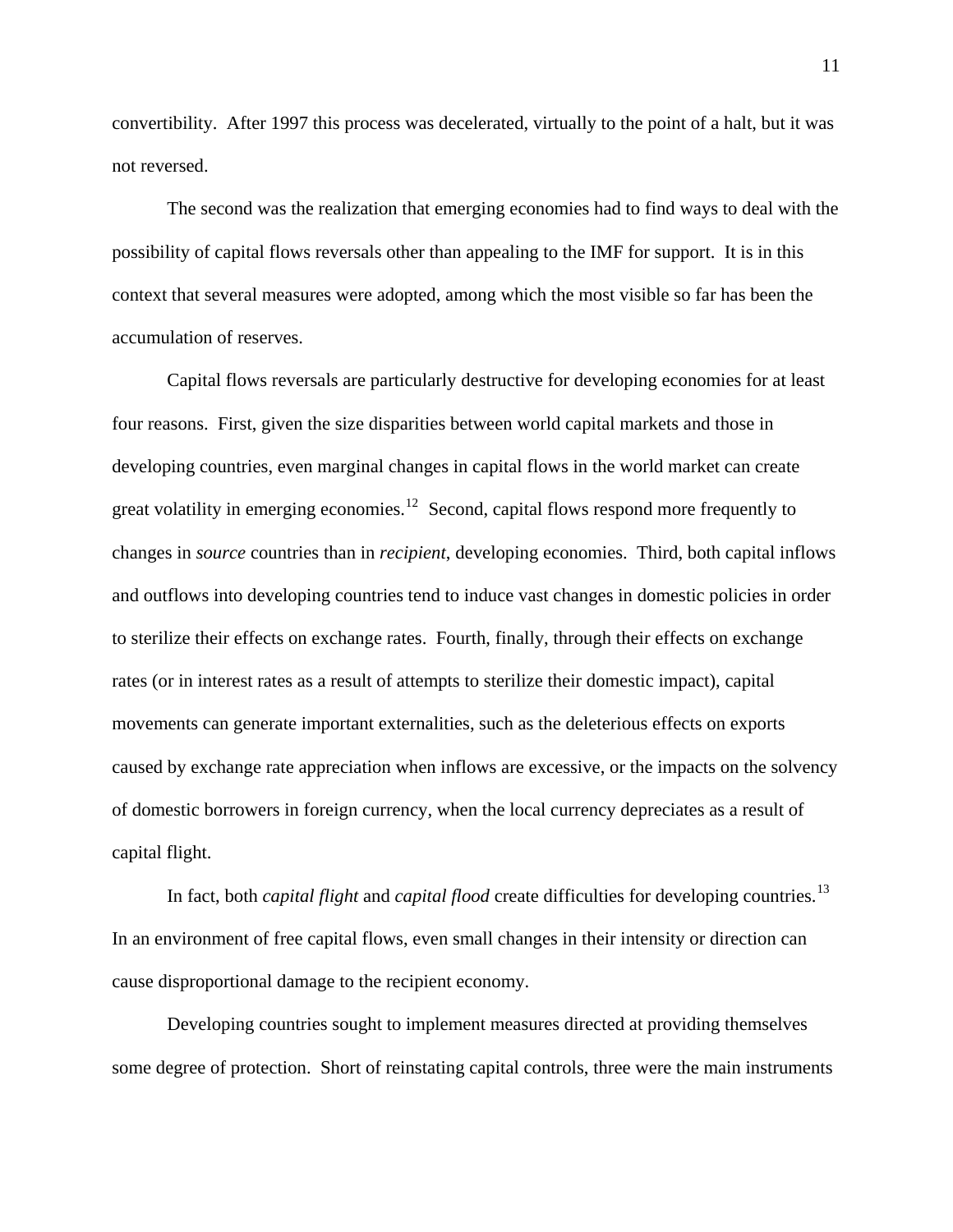convertibility. After 1997 this process was decelerated, virtually to the point of a halt, but it was not reversed.

The second was the realization that emerging economies had to find ways to deal with the possibility of capital flows reversals other than appealing to the IMF for support. It is in this context that several measures were adopted, among which the most visible so far has been the accumulation of reserves.

Capital flows reversals are particularly destructive for developing economies for at least four reasons. First, given the size disparities between world capital markets and those in developing countries, even marginal changes in capital flows in the world market can create great volatility in emerging economies.[12] Second, capital flows respond more frequently to changes in *source* countries than in *recipient*, developing economies. Third, both capital inflows and outflows into developing countries tend to induce vast changes in domestic policies in order to sterilize their effects on exchange rates. Fourth, finally, through their effects on exchange rates (or in interest rates as a result of attempts to sterilize their domestic impact), capital movements can generate important externalities, such as the deleterious effects on exports caused by exchange rate appreciation when inflows are excessive, or the impacts on the solvency of domestic borrowers in foreign currency, when the local currency depreciates as a result of capital flight.

In fact, both *capital flight* and *capital flood* create difficulties for developing countries.[13] In an environment of free capital flows, even small changes in their intensity or direction can cause disproportional damage to the recipient economy.

Developing countries sought to implement measures directed at providing themselves some degree of protection. Short of reinstating capital controls, three were the main instruments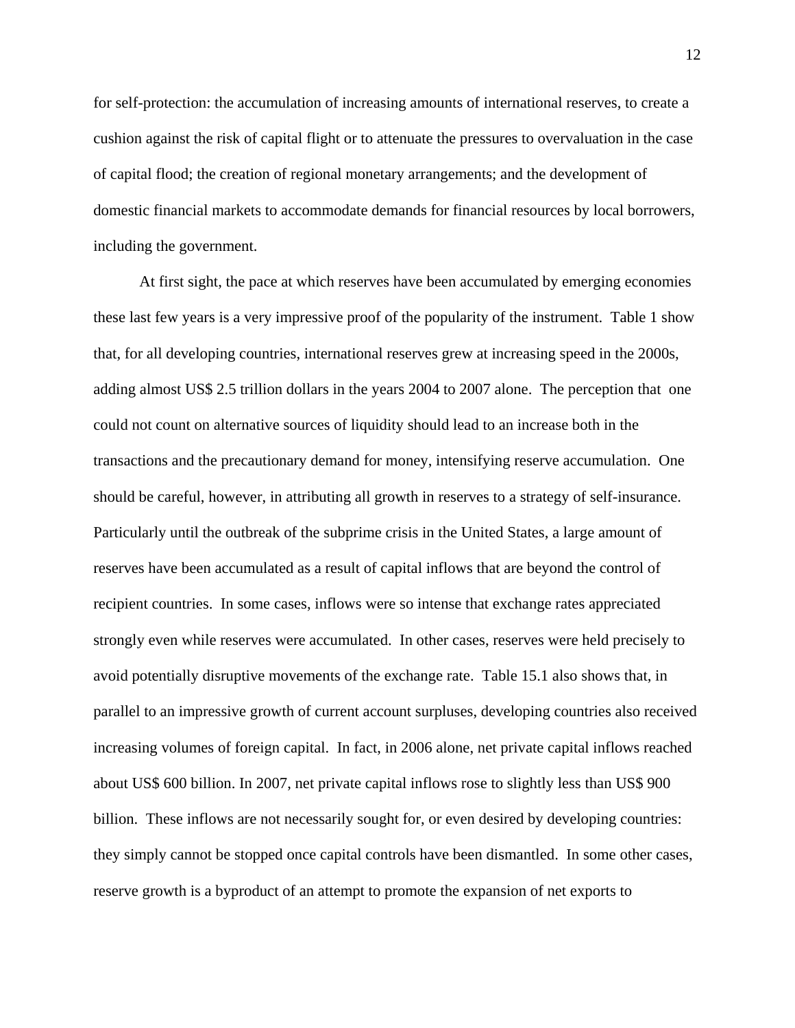for self-protection: the accumulation of increasing amounts of international reserves, to create a cushion against the risk of capital flight or to attenuate the pressures to overvaluation in the case of capital flood; the creation of regional monetary arrangements; and the development of domestic financial markets to accommodate demands for financial resources by local borrowers, including the government.

At first sight, the pace at which reserves have been accumulated by emerging economies these last few years is a very impressive proof of the popularity of the instrument. Table 1 show that, for all developing countries, international reserves grew at increasing speed in the 2000s, adding almost US$ 2.5 trillion dollars in the years 2004 to 2007 alone. The perception that one could not count on alternative sources of liquidity should lead to an increase both in the transactions and the precautionary demand for money, intensifying reserve accumulation. One should be careful, however, in attributing all growth in reserves to a strategy of self-insurance. Particularly until the outbreak of the subprime crisis in the United States, a large amount of reserves have been accumulated as a result of capital inflows that are beyond the control of recipient countries. In some cases, inflows were so intense that exchange rates appreciated strongly even while reserves were accumulated. In other cases, reserves were held precisely to avoid potentially disruptive movements of the exchange rate. Table 15.1 also shows that, in parallel to an impressive growth of current account surpluses, developing countries also received increasing volumes of foreign capital. In fact, in 2006 alone, net private capital inflows reached about US$ 600 billion. In 2007, net private capital inflows rose to slightly less than US$ 900 billion. These inflows are not necessarily sought for, or even desired by developing countries: they simply cannot be stopped once capital controls have been dismantled. In some other cases, reserve growth is a byproduct of an attempt to promote the expansion of net exports to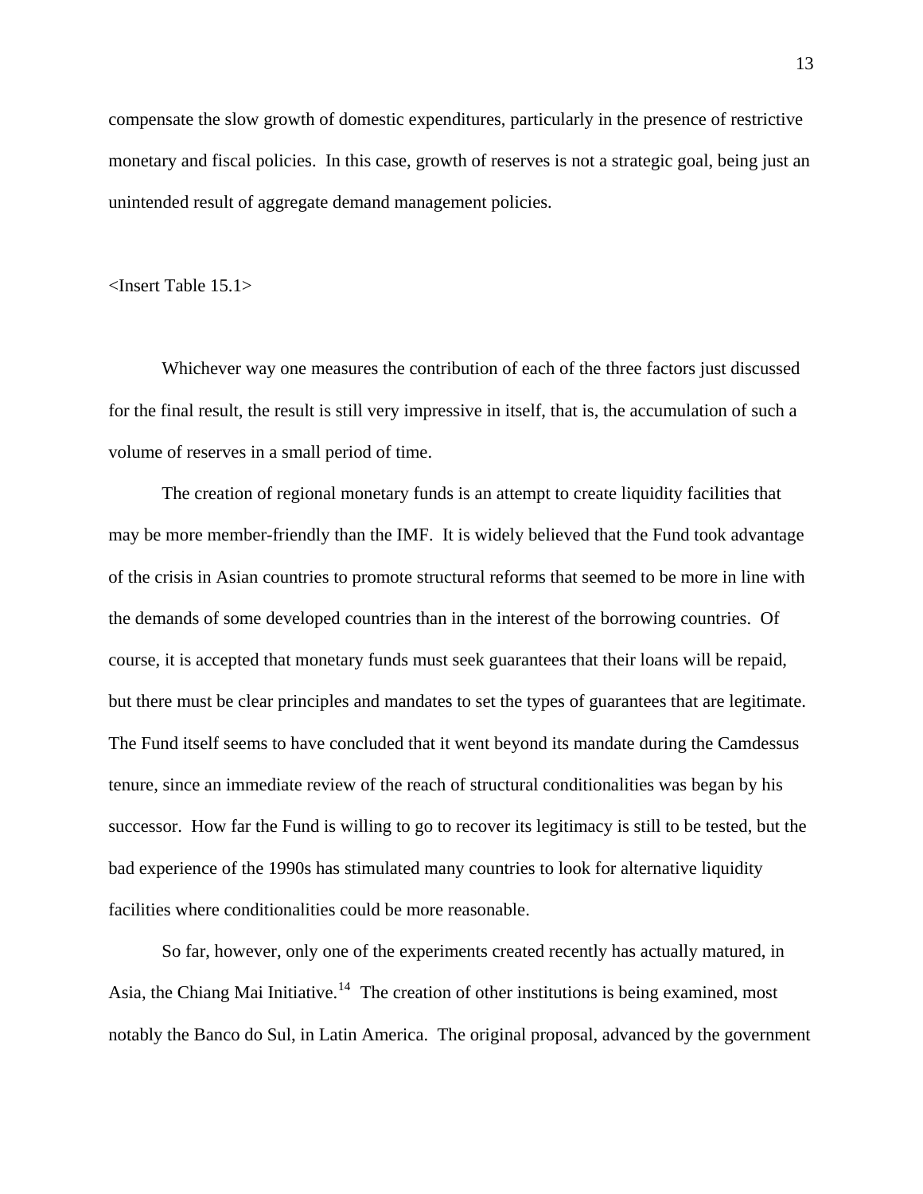compensate the slow growth of domestic expenditures, particularly in the presence of restrictive monetary and fiscal policies. In this case, growth of reserves is not a strategic goal, being just an unintended result of aggregate demand management policies.

<Insert Table 15.1>

Whichever way one measures the contribution of each of the three factors just discussed for the final result, the result is still very impressive in itself, that is, the accumulation of such a volume of reserves in a small period of time.

The creation of regional monetary funds is an attempt to create liquidity facilities that may be more member-friendly than the IMF. It is widely believed that the Fund took advantage of the crisis in Asian countries to promote structural reforms that seemed to be more in line with the demands of some developed countries than in the interest of the borrowing countries. Of course, it is accepted that monetary funds must seek guarantees that their loans will be repaid, but there must be clear principles and mandates to set the types of guarantees that are legitimate. The Fund itself seems to have concluded that it went beyond its mandate during the Camdessus tenure, since an immediate review of the reach of structural conditionalities was began by his successor. How far the Fund is willing to go to recover its legitimacy is still to be tested, but the bad experience of the 1990s has stimulated many countries to look for alternative liquidity facilities where conditionalities could be more reasonable.

So far, however, only one of the experiments created recently has actually matured, in Asia, the Chiang Mai Initiative.[14] The creation of other institutions is being examined, most notably the Banco do Sul, in Latin America. The original proposal, advanced by the government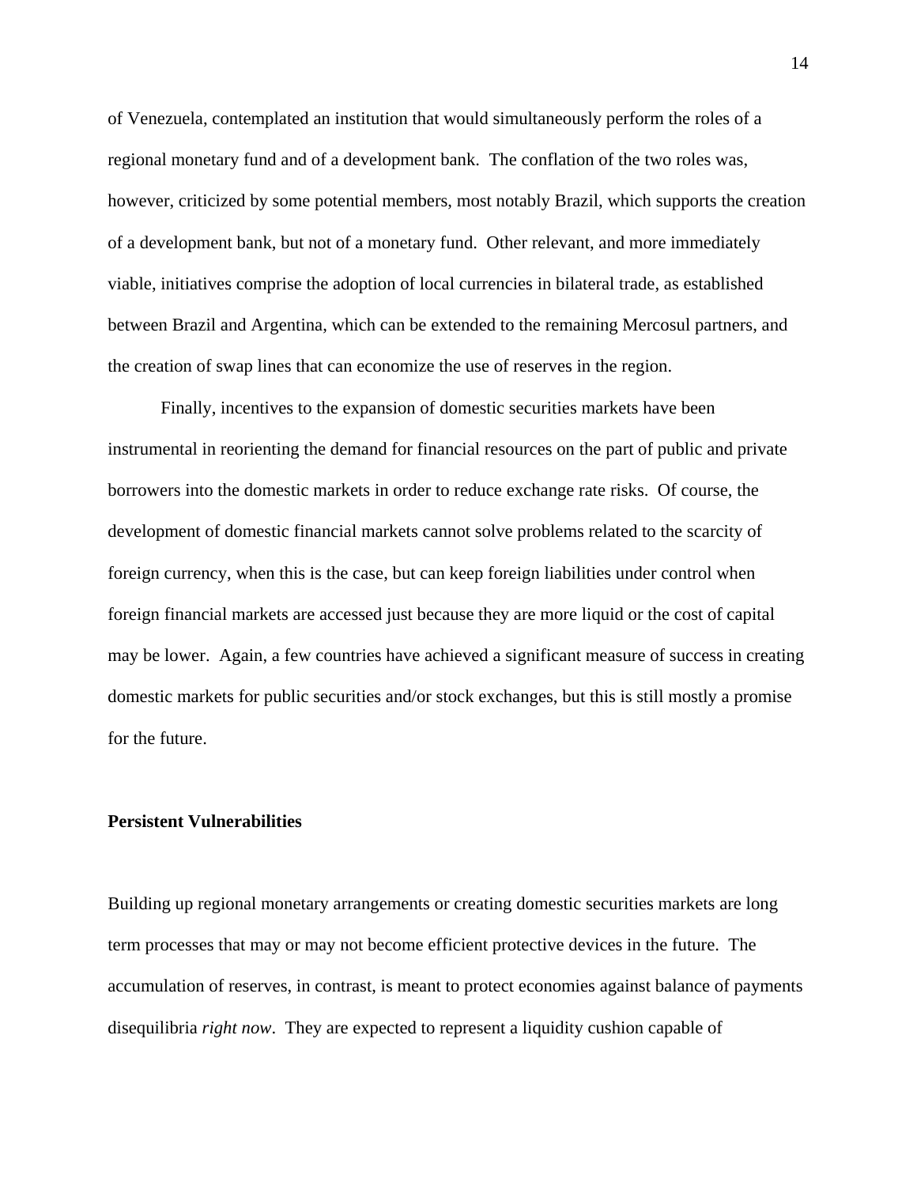of Venezuela, contemplated an institution that would simultaneously perform the roles of a regional monetary fund and of a development bank. The conflation of the two roles was, however, criticized by some potential members, most notably Brazil, which supports the creation of a development bank, but not of a monetary fund. Other relevant, and more immediately viable, initiatives comprise the adoption of local currencies in bilateral trade, as established between Brazil and Argentina, which can be extended to the remaining Mercosul partners, and the creation of swap lines that can economize the use of reserves in the region.

Finally, incentives to the expansion of domestic securities markets have been instrumental in reorienting the demand for financial resources on the part of public and private borrowers into the domestic markets in order to reduce exchange rate risks. Of course, the development of domestic financial markets cannot solve problems related to the scarcity of foreign currency, when this is the case, but can keep foreign liabilities under control when foreign financial markets are accessed just because they are more liquid or the cost of capital may be lower. Again, a few countries have achieved a significant measure of success in creating domestic markets for public securities and/or stock exchanges, but this is still mostly a promise for the future.

**Persistent Vulnerabilities**

Building up regional monetary arrangements or creating domestic securities markets are long term processes that may or may not become efficient protective devices in the future. The accumulation of reserves, in contrast, is meant to protect economies against balance of payments disequilibria *right now*. They are expected to represent a liquidity cushion capable of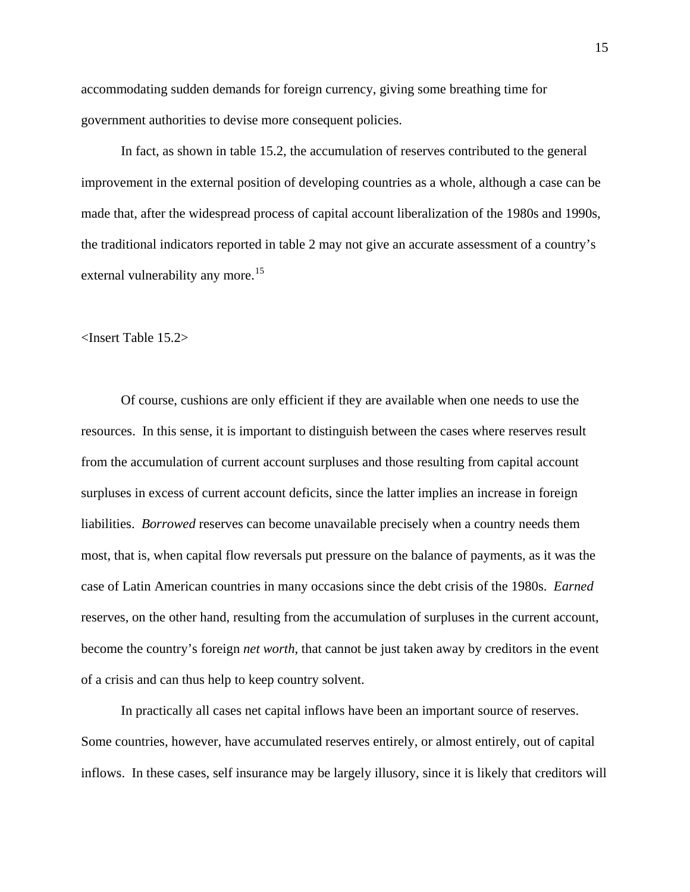accommodating sudden demands for foreign currency, giving some breathing time for government authorities to devise more consequent policies.

In fact, as shown in table 15.2, the accumulation of reserves contributed to the general improvement in the external position of developing countries as a whole, although a case can be made that, after the widespread process of capital account liberalization of the 1980s and 1990s, the traditional indicators reported in table 2 may not give an accurate assessment of a country's external vulnerability any more.[15]

<Insert Table 15.2>

Of course, cushions are only efficient if they are available when one needs to use the resources. In this sense, it is important to distinguish between the cases where reserves result from the accumulation of current account surpluses and those resulting from capital account surpluses in excess of current account deficits, since the latter implies an increase in foreign liabilities. *Borrowed* reserves can become unavailable precisely when a country needs them most, that is, when capital flow reversals put pressure on the balance of payments, as it was the case of Latin American countries in many occasions since the debt crisis of the 1980s. *Earned* reserves, on the other hand, resulting from the accumulation of surpluses in the current account, become the country's foreign *net worth*, that cannot be just taken away by creditors in the event of a crisis and can thus help to keep country solvent.

In practically all cases net capital inflows have been an important source of reserves. Some countries, however, have accumulated reserves entirely, or almost entirely, out of capital inflows. In these cases, self insurance may be largely illusory, since it is likely that creditors will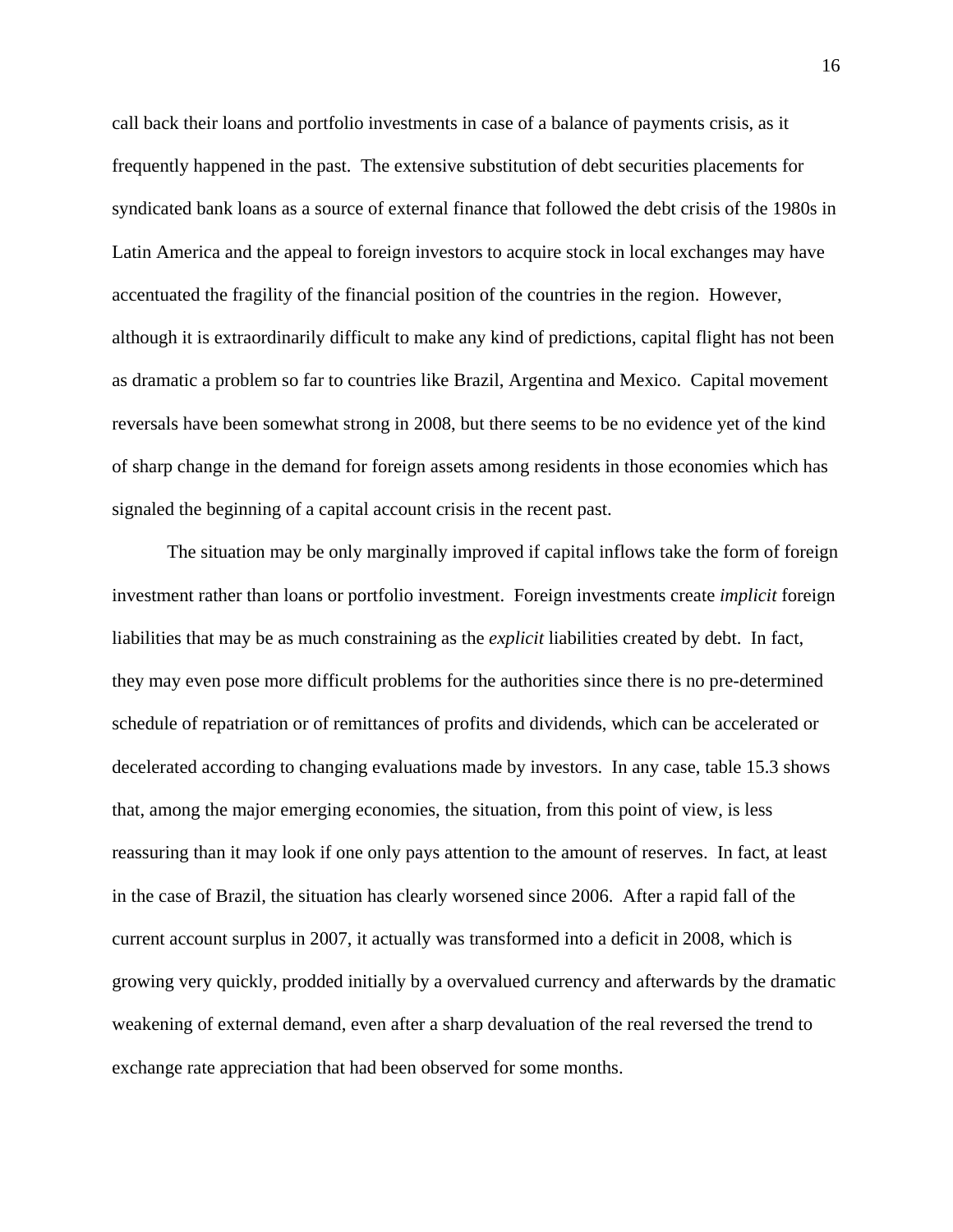call back their loans and portfolio investments in case of a balance of payments crisis, as it frequently happened in the past. The extensive substitution of debt securities placements for syndicated bank loans as a source of external finance that followed the debt crisis of the 1980s in Latin America and the appeal to foreign investors to acquire stock in local exchanges may have accentuated the fragility of the financial position of the countries in the region. However, although it is extraordinarily difficult to make any kind of predictions, capital flight has not been as dramatic a problem so far to countries like Brazil, Argentina and Mexico. Capital movement reversals have been somewhat strong in 2008, but there seems to be no evidence yet of the kind of sharp change in the demand for foreign assets among residents in those economies which has signaled the beginning of a capital account crisis in the recent past.

The situation may be only marginally improved if capital inflows take the form of foreign investment rather than loans or portfolio investment. Foreign investments create *implicit* foreign liabilities that may be as much constraining as the *explicit* liabilities created by debt. In fact, they may even pose more difficult problems for the authorities since there is no pre-determined schedule of repatriation or of remittances of profits and dividends, which can be accelerated or decelerated according to changing evaluations made by investors. In any case, table 15.3 shows that, among the major emerging economies, the situation, from this point of view, is less reassuring than it may look if one only pays attention to the amount of reserves. In fact, at least in the case of Brazil, the situation has clearly worsened since 2006. After a rapid fall of the current account surplus in 2007, it actually was transformed into a deficit in 2008, which is growing very quickly, prodded initially by a overvalued currency and afterwards by the dramatic weakening of external demand, even after a sharp devaluation of the real reversed the trend to exchange rate appreciation that had been observed for some months.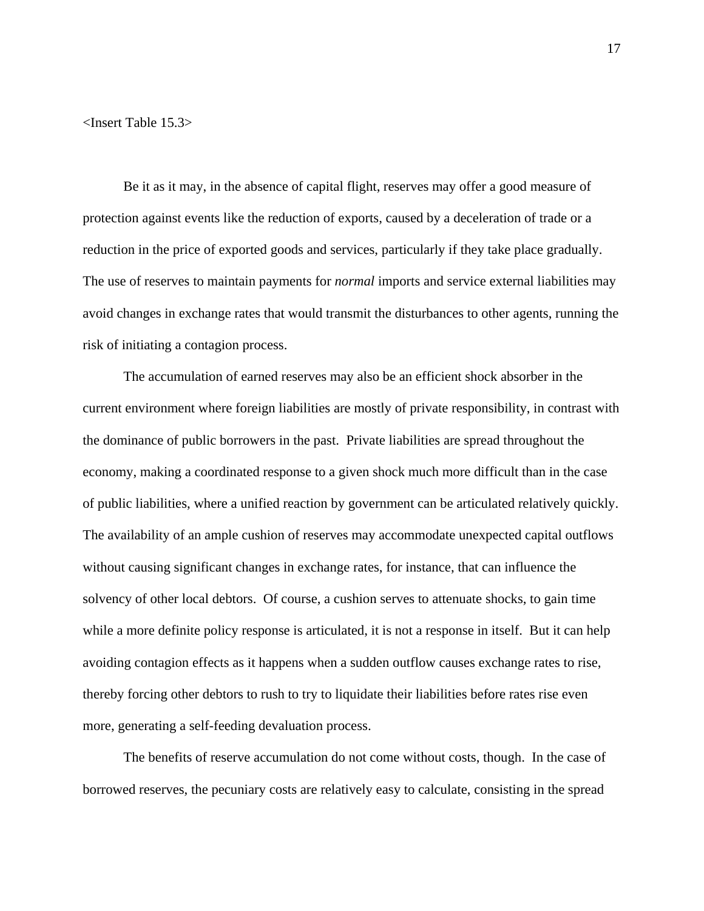<Insert Table 15.3>

Be it as it may, in the absence of capital flight, reserves may offer a good measure of protection against events like the reduction of exports, caused by a deceleration of trade or a reduction in the price of exported goods and services, particularly if they take place gradually. The use of reserves to maintain payments for *normal* imports and service external liabilities may avoid changes in exchange rates that would transmit the disturbances to other agents, running the risk of initiating a contagion process.

The accumulation of earned reserves may also be an efficient shock absorber in the current environment where foreign liabilities are mostly of private responsibility, in contrast with the dominance of public borrowers in the past. Private liabilities are spread throughout the economy, making a coordinated response to a given shock much more difficult than in the case of public liabilities, where a unified reaction by government can be articulated relatively quickly. The availability of an ample cushion of reserves may accommodate unexpected capital outflows without causing significant changes in exchange rates, for instance, that can influence the solvency of other local debtors. Of course, a cushion serves to attenuate shocks, to gain time while a more definite policy response is articulated, it is not a response in itself. But it can help avoiding contagion effects as it happens when a sudden outflow causes exchange rates to rise, thereby forcing other debtors to rush to try to liquidate their liabilities before rates rise even more, generating a self-feeding devaluation process.

The benefits of reserve accumulation do not come without costs, though. In the case of borrowed reserves, the pecuniary costs are relatively easy to calculate, consisting in the spread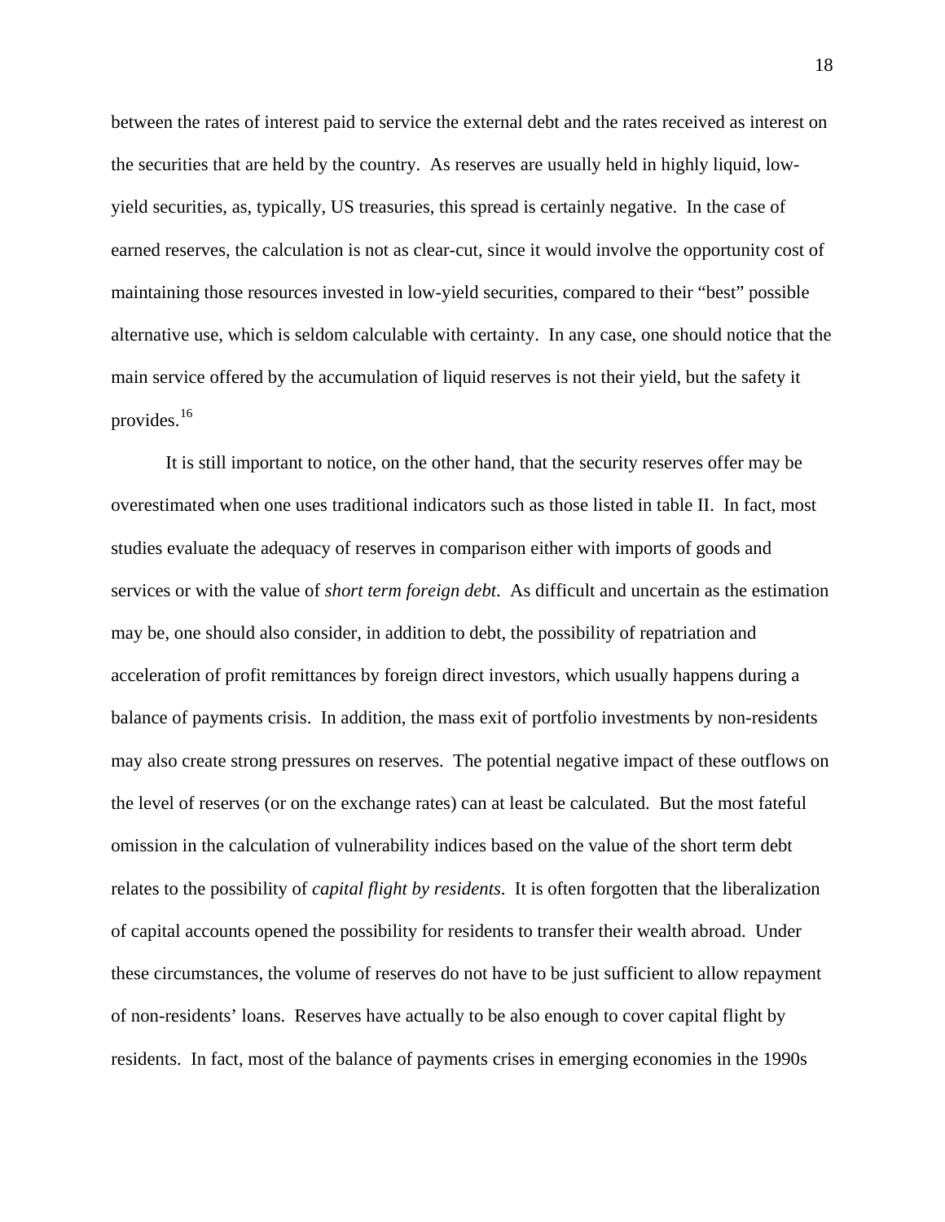between the rates of interest paid to service the external debt and the rates received as interest on the securities that are held by the country. As reserves are usually held in highly liquid, low-yield securities, as, typically, US treasuries, this spread is certainly negative. In the case of earned reserves, the calculation is not as clear-cut, since it would involve the opportunity cost of maintaining those resources invested in low-yield securities, compared to their "best" possible alternative use, which is seldom calculable with certainty. In any case, one should notice that the main service offered by the accumulation of liquid reserves is not their yield, but the safety it provides.[16]

It is still important to notice, on the other hand, that the security reserves offer may be overestimated when one uses traditional indicators such as those listed in table II. In fact, most studies evaluate the adequacy of reserves in comparison either with imports of goods and services or with the value of *short term foreign debt*. As difficult and uncertain as the estimation may be, one should also consider, in addition to debt, the possibility of repatriation and acceleration of profit remittances by foreign direct investors, which usually happens during a balance of payments crisis. In addition, the mass exit of portfolio investments by non-residents may also create strong pressures on reserves. The potential negative impact of these outflows on the level of reserves (or on the exchange rates) can at least be calculated. But the most fateful omission in the calculation of vulnerability indices based on the value of the short term debt relates to the possibility of *capital flight by residents*. It is often forgotten that the liberalization of capital accounts opened the possibility for residents to transfer their wealth abroad. Under these circumstances, the volume of reserves do not have to be just sufficient to allow repayment of non-residents' loans. Reserves have actually to be also enough to cover capital flight by residents. In fact, most of the balance of payments crises in emerging economies in the 1990s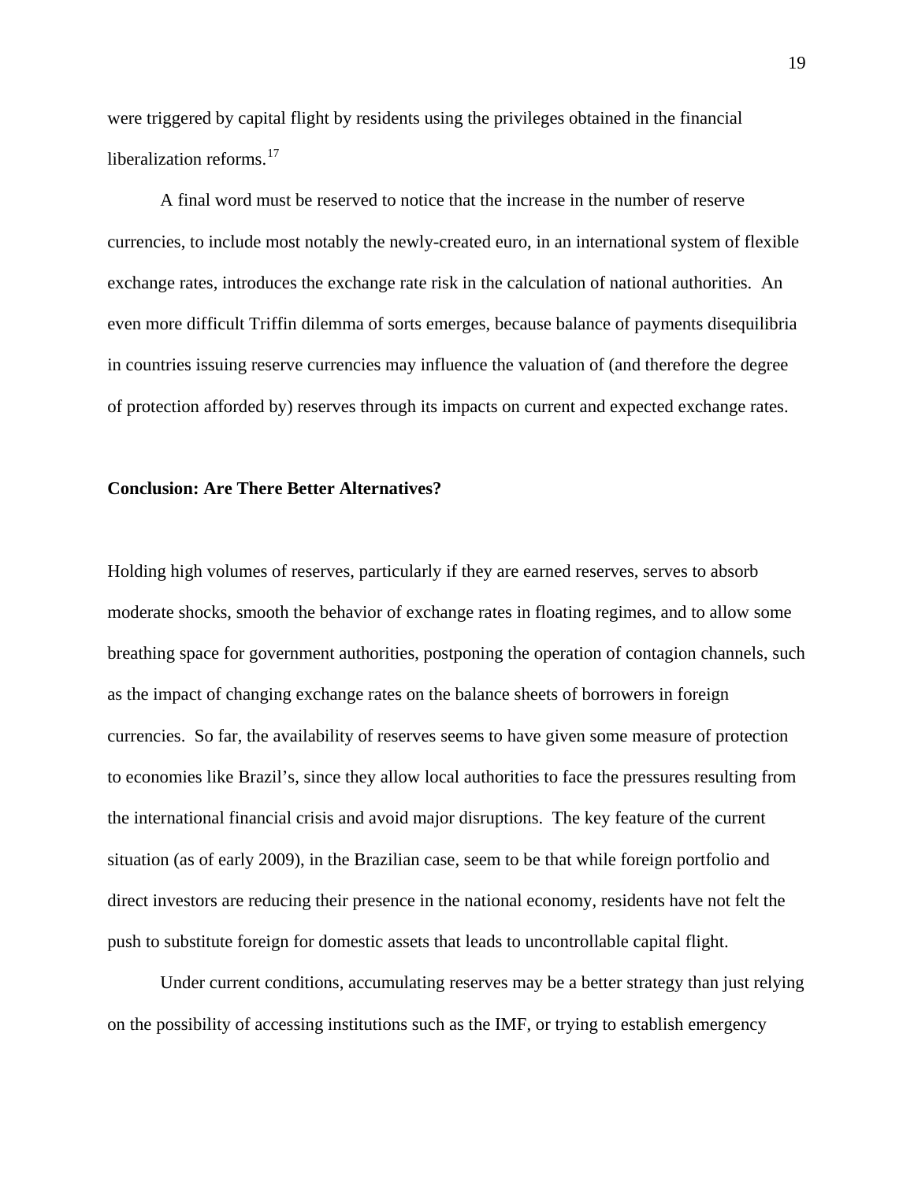were triggered by capital flight by residents using the privileges obtained in the financial liberalization reforms.[17]

A final word must be reserved to notice that the increase in the number of reserve currencies, to include most notably the newly-created euro, in an international system of flexible exchange rates, introduces the exchange rate risk in the calculation of national authorities. An even more difficult Triffin dilemma of sorts emerges, because balance of payments disequilibria in countries issuing reserve currencies may influence the valuation of (and therefore the degree of protection afforded by) reserves through its impacts on current and expected exchange rates.

**Conclusion: Are There Better Alternatives?**

Holding high volumes of reserves, particularly if they are earned reserves, serves to absorb moderate shocks, smooth the behavior of exchange rates in floating regimes, and to allow some breathing space for government authorities, postponing the operation of contagion channels, such as the impact of changing exchange rates on the balance sheets of borrowers in foreign currencies. So far, the availability of reserves seems to have given some measure of protection to economies like Brazil's, since they allow local authorities to face the pressures resulting from the international financial crisis and avoid major disruptions. The key feature of the current situation (as of early 2009), in the Brazilian case, seem to be that while foreign portfolio and direct investors are reducing their presence in the national economy, residents have not felt the push to substitute foreign for domestic assets that leads to uncontrollable capital flight.

Under current conditions, accumulating reserves may be a better strategy than just relying on the possibility of accessing institutions such as the IMF, or trying to establish emergency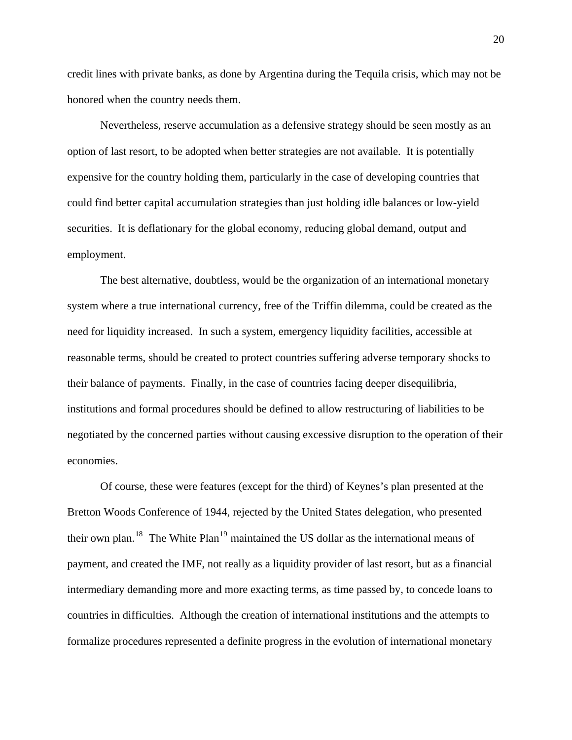credit lines with private banks, as done by Argentina during the Tequila crisis, which may not be honored when the country needs them.

Nevertheless, reserve accumulation as a defensive strategy should be seen mostly as an option of last resort, to be adopted when better strategies are not available. It is potentially expensive for the country holding them, particularly in the case of developing countries that could find better capital accumulation strategies than just holding idle balances or low-yield securities. It is deflationary for the global economy, reducing global demand, output and employment.

The best alternative, doubtless, would be the organization of an international monetary system where a true international currency, free of the Triffin dilemma, could be created as the need for liquidity increased. In such a system, emergency liquidity facilities, accessible at reasonable terms, should be created to protect countries suffering adverse temporary shocks to their balance of payments. Finally, in the case of countries facing deeper disequilibria, institutions and formal procedures should be defined to allow restructuring of liabilities to be negotiated by the concerned parties without causing excessive disruption to the operation of their economies.

Of course, these were features (except for the third) of Keynes's plan presented at the Bretton Woods Conference of 1944, rejected by the United States delegation, who presented their own plan.[18] The White Plan[19] maintained the US dollar as the international means of payment, and created the IMF, not really as a liquidity provider of last resort, but as a financial intermediary demanding more and more exacting terms, as time passed by, to concede loans to countries in difficulties. Although the creation of international institutions and the attempts to formalize procedures represented a definite progress in the evolution of international monetary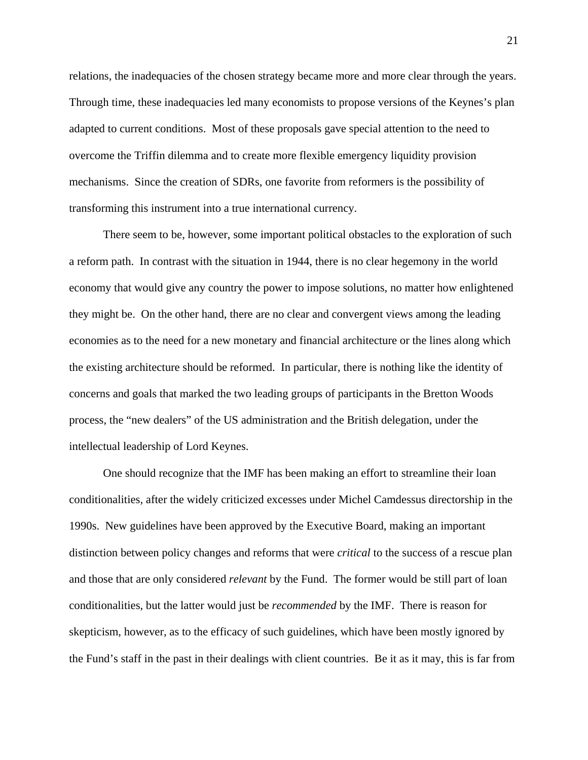relations, the inadequacies of the chosen strategy became more and more clear through the years. Through time, these inadequacies led many economists to propose versions of the Keynes's plan adapted to current conditions. Most of these proposals gave special attention to the need to overcome the Triffin dilemma and to create more flexible emergency liquidity provision mechanisms. Since the creation of SDRs, one favorite from reformers is the possibility of transforming this instrument into a true international currency.

There seem to be, however, some important political obstacles to the exploration of such a reform path. In contrast with the situation in 1944, there is no clear hegemony in the world economy that would give any country the power to impose solutions, no matter how enlightened they might be. On the other hand, there are no clear and convergent views among the leading economies as to the need for a new monetary and financial architecture or the lines along which the existing architecture should be reformed. In particular, there is nothing like the identity of concerns and goals that marked the two leading groups of participants in the Bretton Woods process, the "new dealers" of the US administration and the British delegation, under the intellectual leadership of Lord Keynes.

One should recognize that the IMF has been making an effort to streamline their loan conditionalities, after the widely criticized excesses under Michel Camdessus directorship in the 1990s. New guidelines have been approved by the Executive Board, making an important distinction between policy changes and reforms that were *critical* to the success of a rescue plan and those that are only considered *relevant* by the Fund. The former would be still part of loan conditionalities, but the latter would just be *recommended* by the IMF. There is reason for skepticism, however, as to the efficacy of such guidelines, which have been mostly ignored by the Fund's staff in the past in their dealings with client countries. Be it as it may, this is far from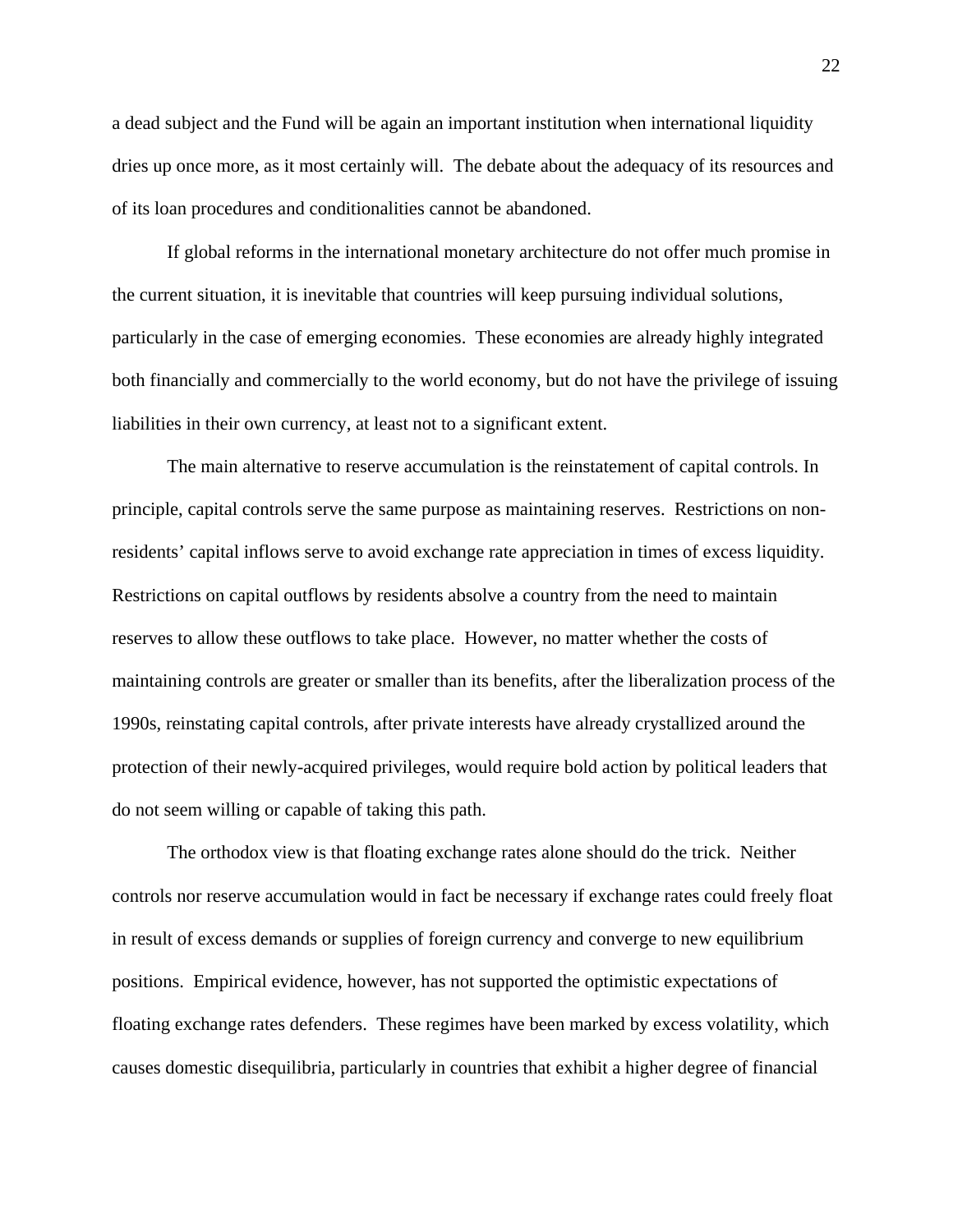a dead subject and the Fund will be again an important institution when international liquidity dries up once more, as it most certainly will. The debate about the adequacy of its resources and of its loan procedures and conditionalities cannot be abandoned.

If global reforms in the international monetary architecture do not offer much promise in the current situation, it is inevitable that countries will keep pursuing individual solutions, particularly in the case of emerging economies. These economies are already highly integrated both financially and commercially to the world economy, but do not have the privilege of issuing liabilities in their own currency, at least not to a significant extent.

The main alternative to reserve accumulation is the reinstatement of capital controls. In principle, capital controls serve the same purpose as maintaining reserves. Restrictions on non-residents' capital inflows serve to avoid exchange rate appreciation in times of excess liquidity. Restrictions on capital outflows by residents absolve a country from the need to maintain reserves to allow these outflows to take place. However, no matter whether the costs of maintaining controls are greater or smaller than its benefits, after the liberalization process of the 1990s, reinstating capital controls, after private interests have already crystallized around the protection of their newly-acquired privileges, would require bold action by political leaders that do not seem willing or capable of taking this path.

The orthodox view is that floating exchange rates alone should do the trick. Neither controls nor reserve accumulation would in fact be necessary if exchange rates could freely float in result of excess demands or supplies of foreign currency and converge to new equilibrium positions. Empirical evidence, however, has not supported the optimistic expectations of floating exchange rates defenders. These regimes have been marked by excess volatility, which causes domestic disequilibria, particularly in countries that exhibit a higher degree of financial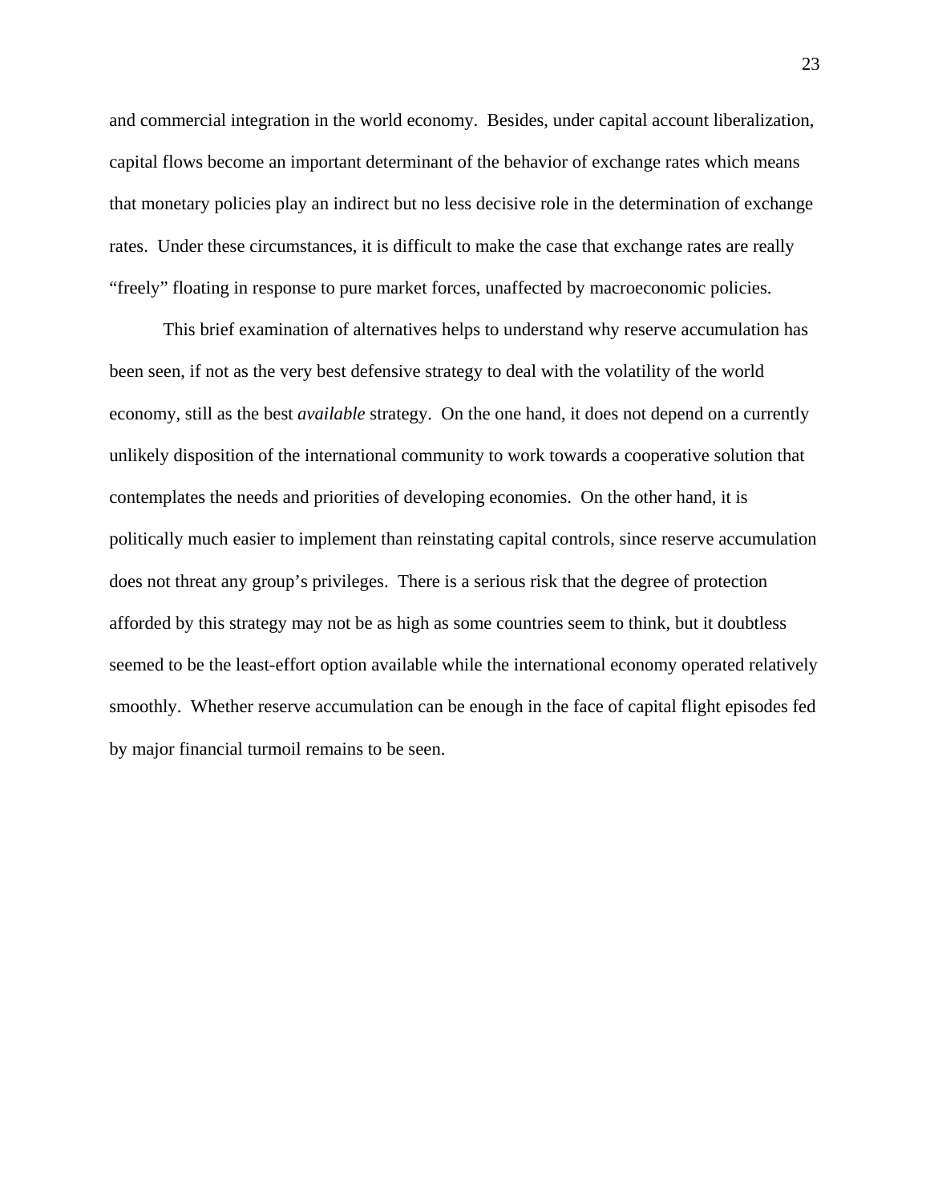and commercial integration in the world economy. Besides, under capital account liberalization, capital flows become an important determinant of the behavior of exchange rates which means that monetary policies play an indirect but no less decisive role in the determination of exchange rates. Under these circumstances, it is difficult to make the case that exchange rates are really "freely" floating in response to pure market forces, unaffected by macroeconomic policies.

This brief examination of alternatives helps to understand why reserve accumulation has been seen, if not as the very best defensive strategy to deal with the volatility of the world economy, still as the best *available* strategy. On the one hand, it does not depend on a currently unlikely disposition of the international community to work towards a cooperative solution that contemplates the needs and priorities of developing economies. On the other hand, it is politically much easier to implement than reinstating capital controls, since reserve accumulation does not threat any group's privileges. There is a serious risk that the degree of protection afforded by this strategy may not be as high as some countries seem to think, but it doubtless seemed to be the least-effort option available while the international economy operated relatively smoothly. Whether reserve accumulation can be enough in the face of capital flight episodes fed by major financial turmoil remains to be seen.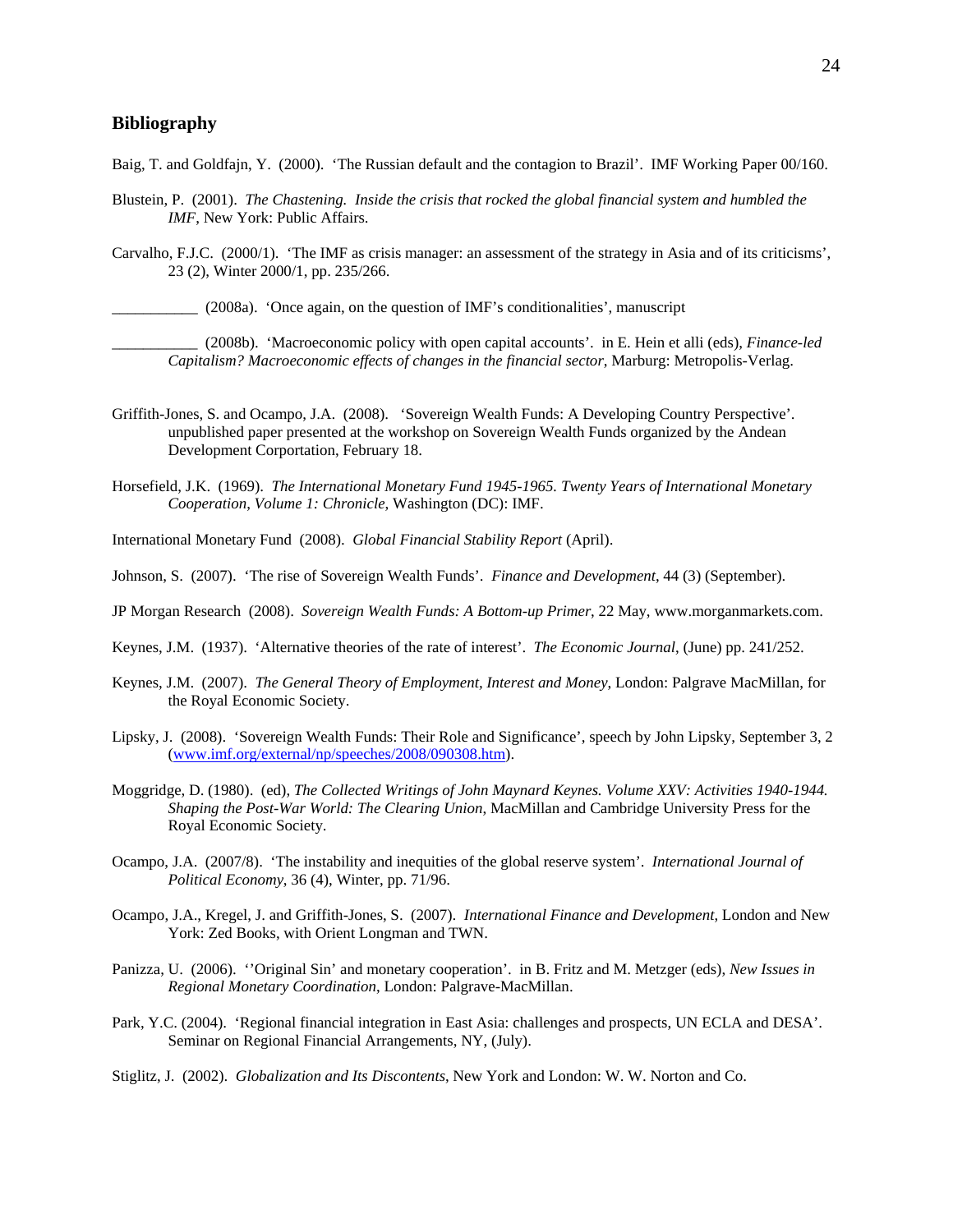## Bibliography

Baig, T. and Goldfajn, Y. (2000). 'The Russian default and the contagion to Brazil'. IMF Working Paper 00/160.

Blustein, P. (2001). *The Chastening. Inside the crisis that rocked the global financial system and humbled the IMF*, New York: Public Affairs.

Carvalho, F.J.C. (2000/1). 'The IMF as crisis manager: an assessment of the strategy in Asia and of its criticisms', 23 (2), Winter 2000/1, pp. 235/266.

___________ (2008a). 'Once again, on the question of IMF's conditionalities', manuscript

___________ (2008b). 'Macroeconomic policy with open capital accounts'. in E. Hein et alli (eds), *Finance-led Capitalism? Macroeconomic effects of changes in the financial sector*, Marburg: Metropolis-Verlag.

Griffith-Jones, S. and Ocampo, J.A. (2008). 'Sovereign Wealth Funds: A Developing Country Perspective'. unpublished paper presented at the workshop on Sovereign Wealth Funds organized by the Andean Development Corportation, February 18.

Horsefield, J.K. (1969). *The International Monetary Fund 1945-1965. Twenty Years of International Monetary Cooperation, Volume 1: Chronicle*, Washington (DC): IMF.

International Monetary Fund (2008). *Global Financial Stability Report* (April).

Johnson, S. (2007). 'The rise of Sovereign Wealth Funds'. *Finance and Development*, 44 (3) (September).

JP Morgan Research (2008). *Sovereign Wealth Funds: A Bottom-up Primer*, 22 May, www.morganmarkets.com.

Keynes, J.M. (1937). 'Alternative theories of the rate of interest'. *The Economic Journal*, (June) pp. 241/252.

Keynes, J.M. (2007). *The General Theory of Employment, Interest and Money*, London: Palgrave MacMillan, for the Royal Economic Society.

Lipsky, J. (2008). 'Sovereign Wealth Funds: Their Role and Significance', speech by John Lipsky, September 3, 2 (www.imf.org/external/np/speeches/2008/090308.htm).

Moggridge, D. (1980). (ed), *The Collected Writings of John Maynard Keynes. Volume XXV: Activities 1940-1944. Shaping the Post-War World: The Clearing Union*, MacMillan and Cambridge University Press for the Royal Economic Society.

Ocampo, J.A. (2007/8). 'The instability and inequities of the global reserve system'. *International Journal of Political Economy*, 36 (4), Winter, pp. 71/96.

Ocampo, J.A., Kregel, J. and Griffith-Jones, S. (2007). *International Finance and Development*, London and New York: Zed Books, with Orient Longman and TWN.

Panizza, U. (2006). ''Original Sin' and monetary cooperation'. in B. Fritz and M. Metzger (eds), *New Issues in Regional Monetary Coordination*, London: Palgrave-MacMillan.

Park, Y.C. (2004). 'Regional financial integration in East Asia: challenges and prospects, UN ECLA and DESA'. Seminar on Regional Financial Arrangements, NY, (July).

Stiglitz, J. (2002). *Globalization and Its Discontents*, New York and London: W. W. Norton and Co.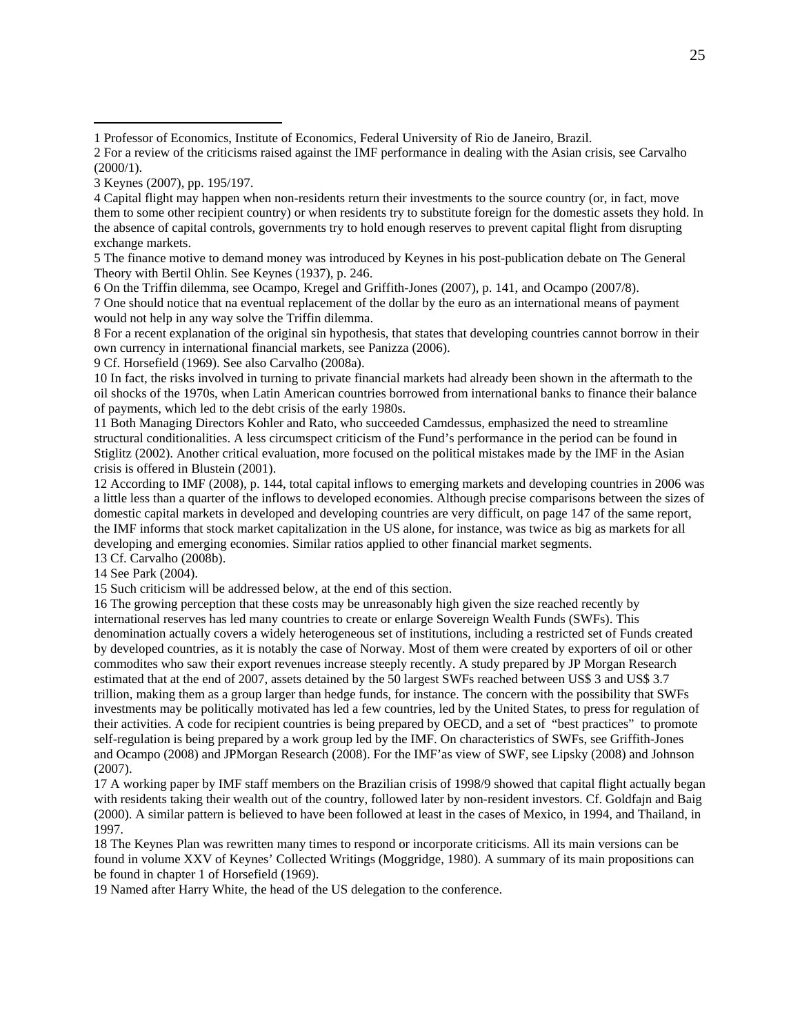1 Professor of Economics, Institute of Economics, Federal University of Rio de Janeiro, Brazil.

2 For a review of the criticisms raised against the IMF performance in dealing with the Asian crisis, see Carvalho (2000/1).

3 Keynes (2007), pp. 195/197.

4 Capital flight may happen when non-residents return their investments to the source country (or, in fact, move them to some other recipient country) or when residents try to substitute foreign for the domestic assets they hold. In the absence of capital controls, governments try to hold enough reserves to prevent capital flight from disrupting exchange markets.

5 The finance motive to demand money was introduced by Keynes in his post-publication debate on The General Theory with Bertil Ohlin. See Keynes (1937), p. 246.

6 On the Triffin dilemma, see Ocampo, Kregel and Griffith-Jones (2007), p. 141, and Ocampo (2007/8).

7 One should notice that na eventual replacement of the dollar by the euro as an international means of payment would not help in any way solve the Triffin dilemma.

8 For a recent explanation of the original sin hypothesis, that states that developing countries cannot borrow in their own currency in international financial markets, see Panizza (2006).

9 Cf. Horsefield (1969). See also Carvalho (2008a).

10 In fact, the risks involved in turning to private financial markets had already been shown in the aftermath to the oil shocks of the 1970s, when Latin American countries borrowed from international banks to finance their balance of payments, which led to the debt crisis of the early 1980s.

11 Both Managing Directors Kohler and Rato, who succeeded Camdessus, emphasized the need to streamline structural conditionalities. A less circumspect criticism of the Fund's performance in the period can be found in Stiglitz (2002). Another critical evaluation, more focused on the political mistakes made by the IMF in the Asian crisis is offered in Blustein (2001).

12 According to IMF (2008), p. 144, total capital inflows to emerging markets and developing countries in 2006 was a little less than a quarter of the inflows to developed economies. Although precise comparisons between the sizes of domestic capital markets in developed and developing countries are very difficult, on page 147 of the same report, the IMF informs that stock market capitalization in the US alone, for instance, was twice as big as markets for all developing and emerging economies. Similar ratios applied to other financial market segments.

13 Cf. Carvalho (2008b).

14 See Park (2004).

15 Such criticism will be addressed below, at the end of this section.

16 The growing perception that these costs may be unreasonably high given the size reached recently by international reserves has led many countries to create or enlarge Sovereign Wealth Funds (SWFs). This denomination actually covers a widely heterogeneous set of institutions, including a restricted set of Funds created by developed countries, as it is notably the case of Norway. Most of them were created by exporters of oil or other commodites who saw their export revenues increase steeply recently. A study prepared by JP Morgan Research estimated that at the end of 2007, assets detained by the 50 largest SWFs reached between US$ 3 and US$ 3.7 trillion, making them as a group larger than hedge funds, for instance. The concern with the possibility that SWFs investments may be politically motivated has led a few countries, led by the United States, to press for regulation of their activities. A code for recipient countries is being prepared by OECD, and a set of "best practices" to promote self-regulation is being prepared by a work group led by the IMF. On characteristics of SWFs, see Griffith-Jones and Ocampo (2008) and JPMorgan Research (2008). For the IMF'as view of SWF, see Lipsky (2008) and Johnson (2007).

17 A working paper by IMF staff members on the Brazilian crisis of 1998/9 showed that capital flight actually began with residents taking their wealth out of the country, followed later by non-resident investors. Cf. Goldfajn and Baig (2000). A similar pattern is believed to have been followed at least in the cases of Mexico, in 1994, and Thailand, in 1997.

18 The Keynes Plan was rewritten many times to respond or incorporate criticisms. All its main versions can be found in volume XXV of Keynes' Collected Writings (Moggridge, 1980). A summary of its main propositions can be found in chapter 1 of Horsefield (1969).

19 Named after Harry White, the head of the US delegation to the conference.